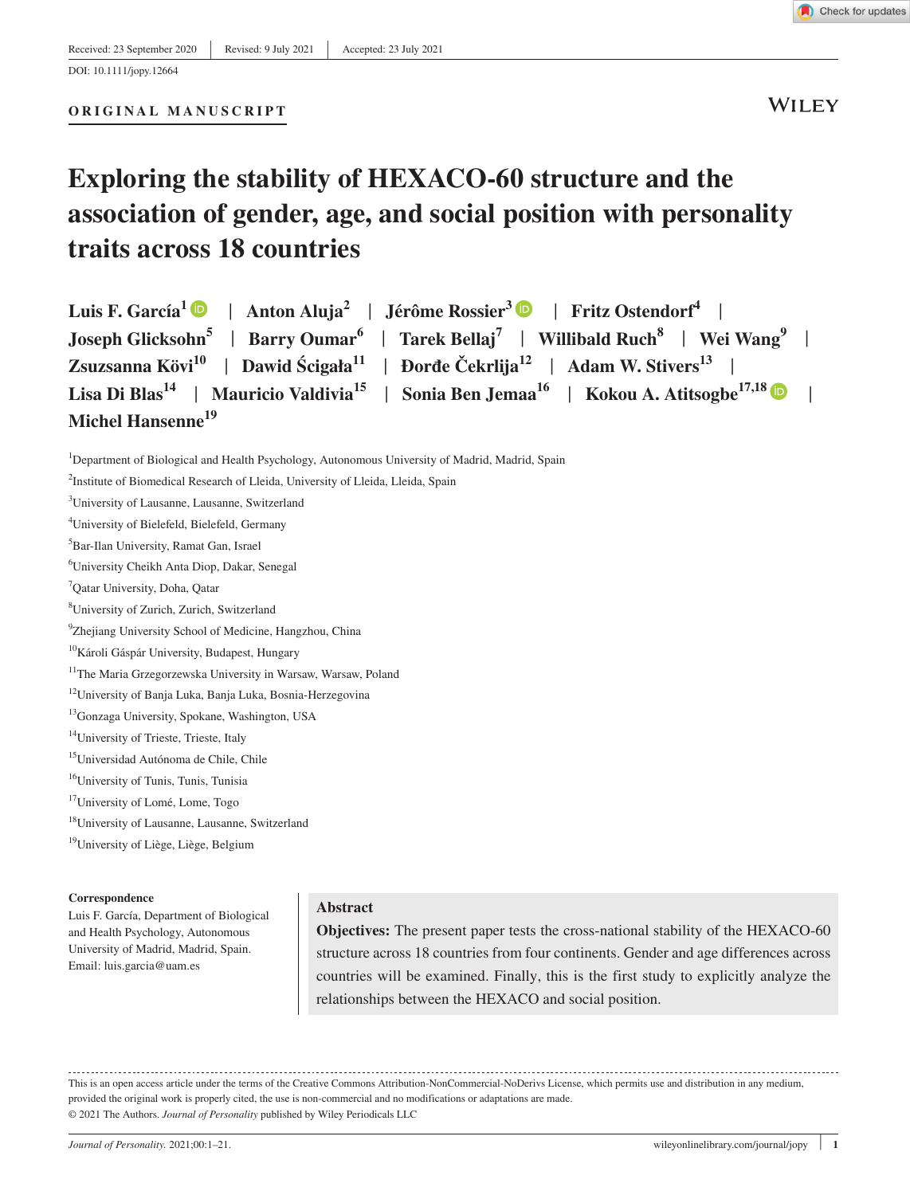Received: 23 September 2020 | Revised: 9 July 2021 | Accepted: 23 July 2021

DOI: 10.1111/jopy.12664

**ORIGINAL MANUSCRIPT**

# Exploring the stability of HEXACO-60 structure and the association of gender, age, and social position with personality traits across 18 countries

**Luis F. García**[1] | **Anton Aluja**[2] | **Jérôme Rossier**[3] | **Fritz Ostendorf**[4] | **Joseph Glicksohn**[5] | **Barry Oumar**[6] | **Tarek Bellaj**[7] | **Willibald Ruch**[8] | **Wei Wang**[9] | **Zsuzsanna Kövi**[10] | **Dawid Ścigała**[11] | **Đorđe Čekrlija**[12] | **Adam W. Stivers**[13] | **Lisa Di Blas**[14] | **Mauricio Valdivia**[15] | **Sonia Ben Jemaa**[16] | **Kokou A. Atitsogbe**[17,18] | **Michel Hansenne**[19]

[1]Department of Biological and Health Psychology, Autonomous University of Madrid, Madrid, Spain

[2]Institute of Biomedical Research of Lleida, University of Lleida, Lleida, Spain

[3]University of Lausanne, Lausanne, Switzerland

[4]University of Bielefeld, Bielefeld, Germany

[5]Bar-Ilan University, Ramat Gan, Israel

[6]University Cheikh Anta Diop, Dakar, Senegal

[7]Qatar University, Doha, Qatar

[8]University of Zurich, Zurich, Switzerland

[9]Zhejiang University School of Medicine, Hangzhou, China

[10]Károli Gáspár University, Budapest, Hungary

[11]The Maria Grzegorzewska University in Warsaw, Warsaw, Poland

[12]University of Banja Luka, Banja Luka, Bosnia-Herzegovina

[13]Gonzaga University, Spokane, Washington, USA

[14]University of Trieste, Trieste, Italy

[15]Universidad Autónoma de Chile, Chile

[16]University of Tunis, Tunis, Tunisia

[17]University of Lomé, Lome, Togo

[18]University of Lausanne, Lausanne, Switzerland

[19]University of Liège, Liège, Belgium

**Correspondence**

Luis F. García, Department of Biological and Health Psychology, Autonomous University of Madrid, Madrid, Spain.
Email: luis.garcia@uam.es

## Abstract

**Objectives:** The present paper tests the cross-national stability of the HEXACO-60 structure across 18 countries from four continents. Gender and age differences across countries will be examined. Finally, this is the first study to explicitly analyze the relationships between the HEXACO and social position.

This is an open access article under the terms of the Creative Commons Attribution-NonCommercial-NoDerivs License, which permits use and distribution in any medium, provided the original work is properly cited, the use is non-commercial and no modifications or adaptations are made.

© 2021 The Authors. *Journal of Personality* published by Wiley Periodicals LLC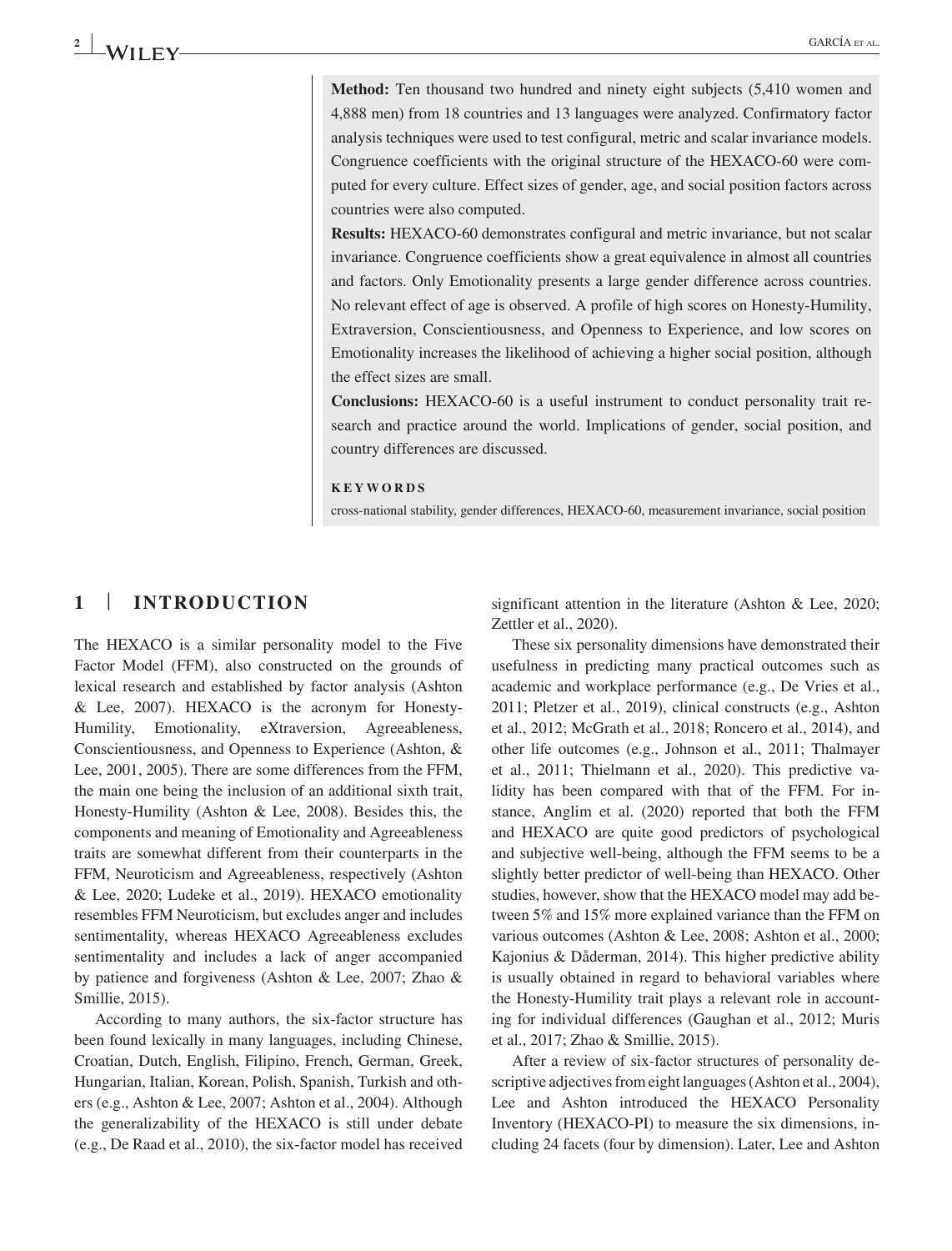**Method:** Ten thousand two hundred and ninety eight subjects (5,410 women and 4,888 men) from 18 countries and 13 languages were analyzed. Confirmatory factor analysis techniques were used to test configural, metric and scalar invariance models. Congruence coefficients with the original structure of the HEXACO-60 were computed for every culture. Effect sizes of gender, age, and social position factors across countries were also computed.

**Results:** HEXACO-60 demonstrates configural and metric invariance, but not scalar invariance. Congruence coefficients show a great equivalence in almost all countries and factors. Only Emotionality presents a large gender difference across countries. No relevant effect of age is observed. A profile of high scores on Honesty-Humility, Extraversion, Conscientiousness, and Openness to Experience, and low scores on Emotionality increases the likelihood of achieving a higher social position, although the effect sizes are small.

**Conclusions:** HEXACO-60 is a useful instrument to conduct personality trait research and practice around the world. Implications of gender, social position, and country differences are discussed.

**KEYWORDS**

cross-national stability, gender differences, HEXACO-60, measurement invariance, social position

## 1 | INTRODUCTION

The HEXACO is a similar personality model to the Five Factor Model (FFM), also constructed on the grounds of lexical research and established by factor analysis (Ashton & Lee, 2007). HEXACO is the acronym for Honesty-Humility, Emotionality, eXtraversion, Agreeableness, Conscientiousness, and Openness to Experience (Ashton, & Lee, 2001, 2005). There are some differences from the FFM, the main one being the inclusion of an additional sixth trait, Honesty-Humility (Ashton & Lee, 2008). Besides this, the components and meaning of Emotionality and Agreeableness traits are somewhat different from their counterparts in the FFM, Neuroticism and Agreeableness, respectively (Ashton & Lee, 2020; Ludeke et al., 2019). HEXACO emotionality resembles FFM Neuroticism, but excludes anger and includes sentimentality, whereas HEXACO Agreeableness excludes sentimentality and includes a lack of anger accompanied by patience and forgiveness (Ashton & Lee, 2007; Zhao & Smillie, 2015).

According to many authors, the six-factor structure has been found lexically in many languages, including Chinese, Croatian, Dutch, English, Filipino, French, German, Greek, Hungarian, Italian, Korean, Polish, Spanish, Turkish and others (e.g., Ashton & Lee, 2007; Ashton et al., 2004). Although the generalizability of the HEXACO is still under debate (e.g., De Raad et al., 2010), the six-factor model has received significant attention in the literature (Ashton & Lee, 2020; Zettler et al., 2020).

These six personality dimensions have demonstrated their usefulness in predicting many practical outcomes such as academic and workplace performance (e.g., De Vries et al., 2011; Pletzer et al., 2019), clinical constructs (e.g., Ashton et al., 2012; McGrath et al., 2018; Roncero et al., 2014), and other life outcomes (e.g., Johnson et al., 2011; Thalmayer et al., 2011; Thielmann et al., 2020). This predictive validity has been compared with that of the FFM. For instance, Anglim et al. (2020) reported that both the FFM and HEXACO are quite good predictors of psychological and subjective well-being, although the FFM seems to be a slightly better predictor of well-being than HEXACO. Other studies, however, show that the HEXACO model may add between 5% and 15% more explained variance than the FFM on various outcomes (Ashton & Lee, 2008; Ashton et al., 2000; Kajonius & Dåderman, 2014). This higher predictive ability is usually obtained in regard to behavioral variables where the Honesty-Humility trait plays a relevant role in accounting for individual differences (Gaughan et al., 2012; Muris et al., 2017; Zhao & Smillie, 2015).

After a review of six-factor structures of personality descriptive adjectives from eight languages (Ashton et al., 2004), Lee and Ashton introduced the HEXACO Personality Inventory (HEXACO-PI) to measure the six dimensions, including 24 facets (four by dimension). Later, Lee and Ashton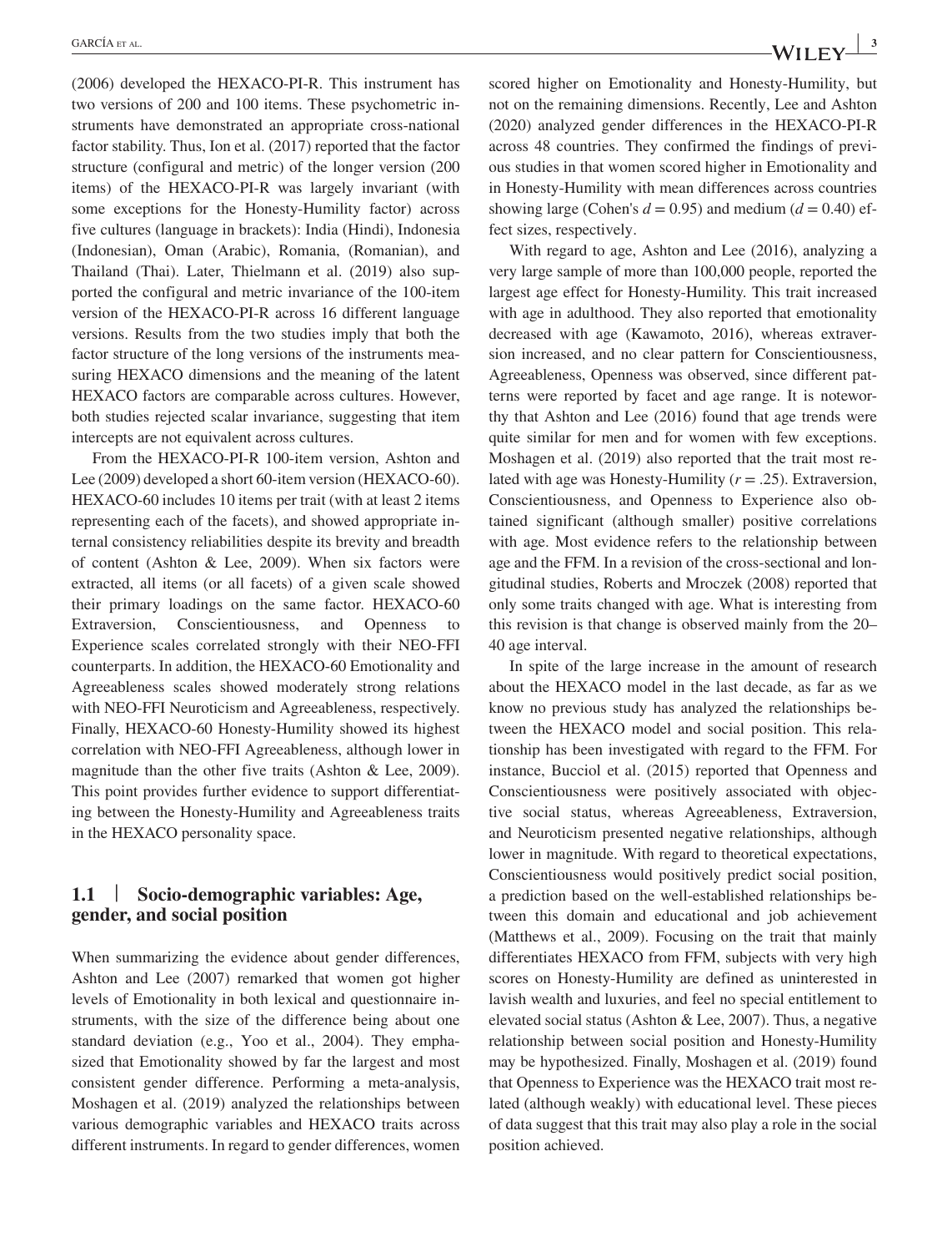(2006) developed the HEXACO-PI-R. This instrument has two versions of 200 and 100 items. These psychometric instruments have demonstrated an appropriate cross-national factor stability. Thus, Ion et al. (2017) reported that the factor structure (configural and metric) of the longer version (200 items) of the HEXACO-PI-R was largely invariant (with some exceptions for the Honesty-Humility factor) across five cultures (language in brackets): India (Hindi), Indonesia (Indonesian), Oman (Arabic), Romania, (Romanian), and Thailand (Thai). Later, Thielmann et al. (2019) also supported the configural and metric invariance of the 100-item version of the HEXACO-PI-R across 16 different language versions. Results from the two studies imply that both the factor structure of the long versions of the instruments measuring HEXACO dimensions and the meaning of the latent HEXACO factors are comparable across cultures. However, both studies rejected scalar invariance, suggesting that item intercepts are not equivalent across cultures.

From the HEXACO-PI-R 100-item version, Ashton and Lee (2009) developed a short 60-item version (HEXACO-60). HEXACO-60 includes 10 items per trait (with at least 2 items representing each of the facets), and showed appropriate internal consistency reliabilities despite its brevity and breadth of content (Ashton & Lee, 2009). When six factors were extracted, all items (or all facets) of a given scale showed their primary loadings on the same factor. HEXACO-60 Extraversion, Conscientiousness, and Openness to Experience scales correlated strongly with their NEO-FFI counterparts. In addition, the HEXACO-60 Emotionality and Agreeableness scales showed moderately strong relations with NEO-FFI Neuroticism and Agreeableness, respectively. Finally, HEXACO-60 Honesty-Humility showed its highest correlation with NEO-FFI Agreeableness, although lower in magnitude than the other five traits (Ashton & Lee, 2009). This point provides further evidence to support differentiating between the Honesty-Humility and Agreeableness traits in the HEXACO personality space.

## 1.1 | Socio-demographic variables: Age, gender, and social position

When summarizing the evidence about gender differences, Ashton and Lee (2007) remarked that women got higher levels of Emotionality in both lexical and questionnaire instruments, with the size of the difference being about one standard deviation (e.g., Yoo et al., 2004). They emphasized that Emotionality showed by far the largest and most consistent gender difference. Performing a meta-analysis, Moshagen et al. (2019) analyzed the relationships between various demographic variables and HEXACO traits across different instruments. In regard to gender differences, women scored higher on Emotionality and Honesty-Humility, but not on the remaining dimensions. Recently, Lee and Ashton (2020) analyzed gender differences in the HEXACO-PI-R across 48 countries. They confirmed the findings of previous studies in that women scored higher in Emotionality and in Honesty-Humility with mean differences across countries showing large (Cohen's $d = 0.95$) and medium ($d = 0.40$) effect sizes, respectively.

With regard to age, Ashton and Lee (2016), analyzing a very large sample of more than 100,000 people, reported the largest age effect for Honesty-Humility. This trait increased with age in adulthood. They also reported that emotionality decreased with age (Kawamoto, 2016), whereas extraversion increased, and no clear pattern for Conscientiousness, Agreeableness, Openness was observed, since different patterns were reported by facet and age range. It is noteworthy that Ashton and Lee (2016) found that age trends were quite similar for men and for women with few exceptions. Moshagen et al. (2019) also reported that the trait most related with age was Honesty-Humility ($r = .25$). Extraversion, Conscientiousness, and Openness to Experience also obtained significant (although smaller) positive correlations with age. Most evidence refers to the relationship between age and the FFM. In a revision of the cross-sectional and longitudinal studies, Roberts and Mroczek (2008) reported that only some traits changed with age. What is interesting from this revision is that change is observed mainly from the 20–40 age interval.

In spite of the large increase in the amount of research about the HEXACO model in the last decade, as far as we know no previous study has analyzed the relationships between the HEXACO model and social position. This relationship has been investigated with regard to the FFM. For instance, Bucciol et al. (2015) reported that Openness and Conscientiousness were positively associated with objective social status, whereas Agreeableness, Extraversion, and Neuroticism presented negative relationships, although lower in magnitude. With regard to theoretical expectations, Conscientiousness would positively predict social position, a prediction based on the well-established relationships between this domain and educational and job achievement (Matthews et al., 2009). Focusing on the trait that mainly differentiates HEXACO from FFM, subjects with very high scores on Honesty-Humility are defined as uninterested in lavish wealth and luxuries, and feel no special entitlement to elevated social status (Ashton & Lee, 2007). Thus, a negative relationship between social position and Honesty-Humility may be hypothesized. Finally, Moshagen et al. (2019) found that Openness to Experience was the HEXACO trait most related (although weakly) with educational level. These pieces of data suggest that this trait may also play a role in the social position achieved.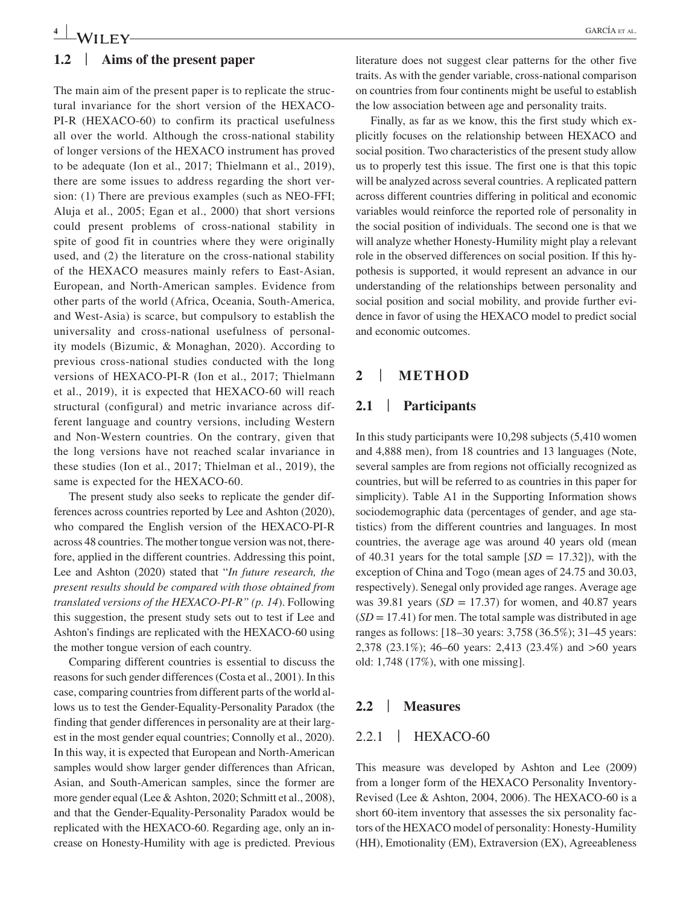## 1.2 | Aims of the present paper

The main aim of the present paper is to replicate the structural invariance for the short version of the HEXACO-PI-R (HEXACO-60) to confirm its practical usefulness all over the world. Although the cross-national stability of longer versions of the HEXACO instrument has proved to be adequate (Ion et al., 2017; Thielmann et al., 2019), there are some issues to address regarding the short version: (1) There are previous examples (such as NEO-FFI; Aluja et al., 2005; Egan et al., 2000) that short versions could present problems of cross-national stability in spite of good fit in countries where they were originally used, and (2) the literature on the cross-national stability of the HEXACO measures mainly refers to East-Asian, European, and North-American samples. Evidence from other parts of the world (Africa, Oceania, South-America, and West-Asia) is scarce, but compulsory to establish the universality and cross-national usefulness of personality models (Bizumic, & Monaghan, 2020). According to previous cross-national studies conducted with the long versions of HEXACO-PI-R (Ion et al., 2017; Thielmann et al., 2019), it is expected that HEXACO-60 will reach structural (configural) and metric invariance across different language and country versions, including Western and Non-Western countries. On the contrary, given that the long versions have not reached scalar invariance in these studies (Ion et al., 2017; Thielman et al., 2019), the same is expected for the HEXACO-60.

The present study also seeks to replicate the gender differences across countries reported by Lee and Ashton (2020), who compared the English version of the HEXACO-PI-R across 48 countries. The mother tongue version was not, therefore, applied in the different countries. Addressing this point, Lee and Ashton (2020) stated that "*In future research, the present results should be compared with those obtained from translated versions of the HEXACO-PI-R" (p. 14*). Following this suggestion, the present study sets out to test if Lee and Ashton's findings are replicated with the HEXACO-60 using the mother tongue version of each country.

Comparing different countries is essential to discuss the reasons for such gender differences (Costa et al., 2001). In this case, comparing countries from different parts of the world allows us to test the Gender-Equality-Personality Paradox (the finding that gender differences in personality are at their largest in the most gender equal countries; Connolly et al., 2020). In this way, it is expected that European and North-American samples would show larger gender differences than African, Asian, and South-American samples, since the former are more gender equal (Lee & Ashton, 2020; Schmitt et al., 2008), and that the Gender-Equality-Personality Paradox would be replicated with the HEXACO-60. Regarding age, only an increase on Honesty-Humility with age is predicted. Previous literature does not suggest clear patterns for the other five traits. As with the gender variable, cross-national comparison on countries from four continents might be useful to establish the low association between age and personality traits.

Finally, as far as we know, this the first study which explicitly focuses on the relationship between HEXACO and social position. Two characteristics of the present study allow us to properly test this issue. The first one is that this topic will be analyzed across several countries. A replicated pattern across different countries differing in political and economic variables would reinforce the reported role of personality in the social position of individuals. The second one is that we will analyze whether Honesty-Humility might play a relevant role in the observed differences on social position. If this hypothesis is supported, it would represent an advance in our understanding of the relationships between personality and social position and social mobility, and provide further evidence in favor of using the HEXACO model to predict social and economic outcomes.

# 2 | METHOD

## 2.1 | Participants

In this study participants were 10,298 subjects (5,410 women and 4,888 men), from 18 countries and 13 languages (Note, several samples are from regions not officially recognized as countries, but will be referred to as countries in this paper for simplicity). Table A1 in the Supporting Information shows sociodemographic data (percentages of gender, and age statistics) from the different countries and languages. In most countries, the average age was around 40 years old (mean of 40.31 years for the total sample [*SD* = 17.32]), with the exception of China and Togo (mean ages of 24.75 and 30.03, respectively). Senegal only provided age ranges. Average age was 39.81 years (*SD* = 17.37) for women, and 40.87 years (*SD* = 17.41) for men. The total sample was distributed in age ranges as follows: [18–30 years: 3,758 (36.5%); 31–45 years: 2,378 (23.1%); 46–60 years: 2,413 (23.4%) and >60 years old: 1,748 (17%), with one missing].

## 2.2 | Measures

### 2.2.1 | HEXACO-60

This measure was developed by Ashton and Lee (2009) from a longer form of the HEXACO Personality Inventory-Revised (Lee & Ashton, 2004, 2006). The HEXACO-60 is a short 60-item inventory that assesses the six personality factors of the HEXACO model of personality: Honesty-Humility (HH), Emotionality (EM), Extraversion (EX), Agreeableness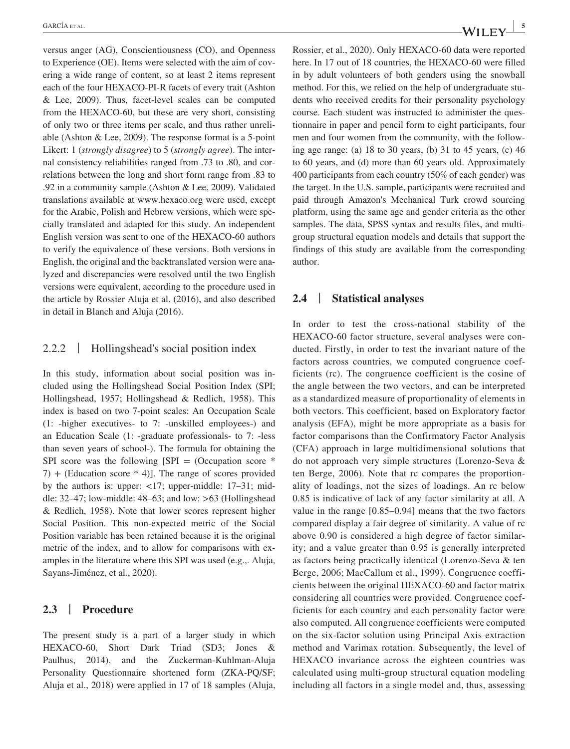versus anger (AG), Conscientiousness (CO), and Openness to Experience (OE). Items were selected with the aim of covering a wide range of content, so at least 2 items represent each of the four HEXACO-PI-R facets of every trait (Ashton & Lee, 2009). Thus, facet-level scales can be computed from the HEXACO-60, but these are very short, consisting of only two or three items per scale, and thus rather unreliable (Ashton & Lee, 2009). The response format is a 5-point Likert: 1 (*strongly disagree*) to 5 (*strongly agree*). The internal consistency reliabilities ranged from .73 to .80, and correlations between the long and short form range from .83 to .92 in a community sample (Ashton & Lee, 2009). Validated translations available at www.hexaco.org were used, except for the Arabic, Polish and Hebrew versions, which were specially translated and adapted for this study. An independent English version was sent to one of the HEXACO-60 authors to verify the equivalence of these versions. Both versions in English, the original and the backtranslated version were analyzed and discrepancies were resolved until the two English versions were equivalent, according to the procedure used in the article by Rossier Aluja et al. (2016), and also described in detail in Blanch and Aluja (2016).

### 2.2.2 | Hollingshead's social position index

In this study, information about social position was included using the Hollingshead Social Position Index (SPI; Hollingshead, 1957; Hollingshead & Redlich, 1958). This index is based on two 7-point scales: An Occupation Scale (1: -higher executives- to 7: -unskilled employees-) and an Education Scale (1: -graduate professionals- to 7: -less than seven years of school-). The formula for obtaining the SPI score was the following [SPI = (Occupation score * 7) + (Education score * 4)]. The range of scores provided by the authors is: upper: <17; upper-middle: 17–31; middle: 32–47; low-middle: 48–63; and low: >63 (Hollingshead & Redlich, 1958). Note that lower scores represent higher Social Position. This non-expected metric of the Social Position variable has been retained because it is the original metric of the index, and to allow for comparisons with examples in the literature where this SPI was used (e.g.,. Aluja, Sayans-Jiménez, et al., 2020).

## 2.3 | Procedure

The present study is a part of a larger study in which HEXACO-60, Short Dark Triad (SD3; Jones & Paulhus, 2014), and the Zuckerman-Kuhlman-Aluja Personality Questionnaire shortened form (ZKA-PQ/SF; Aluja et al., 2018) were applied in 17 of 18 samples (Aluja, Rossier, et al., 2020). Only HEXACO-60 data were reported here. In 17 out of 18 countries, the HEXACO-60 were filled in by adult volunteers of both genders using the snowball method. For this, we relied on the help of undergraduate students who received credits for their personality psychology course. Each student was instructed to administer the questionnaire in paper and pencil form to eight participants, four men and four women from the community, with the following age range: (a) 18 to 30 years, (b) 31 to 45 years, (c) 46 to 60 years, and (d) more than 60 years old. Approximately 400 participants from each country (50% of each gender) was the target. In the U.S. sample, participants were recruited and paid through Amazon's Mechanical Turk crowd sourcing platform, using the same age and gender criteria as the other samples. The data, SPSS syntax and results files, and multigroup structural equation models and details that support the findings of this study are available from the corresponding author.

## 2.4 | Statistical analyses

In order to test the cross-national stability of the HEXACO-60 factor structure, several analyses were conducted. Firstly, in order to test the invariant nature of the factors across countries, we computed congruence coefficients (rc). The congruence coefficient is the cosine of the angle between the two vectors, and can be interpreted as a standardized measure of proportionality of elements in both vectors. This coefficient, based on Exploratory factor analysis (EFA), might be more appropriate as a basis for factor comparisons than the Confirmatory Factor Analysis (CFA) approach in large multidimensional solutions that do not approach very simple structures (Lorenzo-Seva & ten Berge, 2006). Note that rc compares the proportionality of loadings, not the sizes of loadings. An rc below 0.85 is indicative of lack of any factor similarity at all. A value in the range [0.85–0.94] means that the two factors compared display a fair degree of similarity. A value of rc above 0.90 is considered a high degree of factor similarity; and a value greater than 0.95 is generally interpreted as factors being practically identical (Lorenzo-Seva & ten Berge, 2006; MacCallum et al., 1999). Congruence coefficients between the original HEXACO-60 and factor matrix considering all countries were provided. Congruence coefficients for each country and each personality factor were also computed. All congruence coefficients were computed on the six-factor solution using Principal Axis extraction method and Varimax rotation. Subsequently, the level of HEXACO invariance across the eighteen countries was calculated using multi-group structural equation modeling including all factors in a single model and, thus, assessing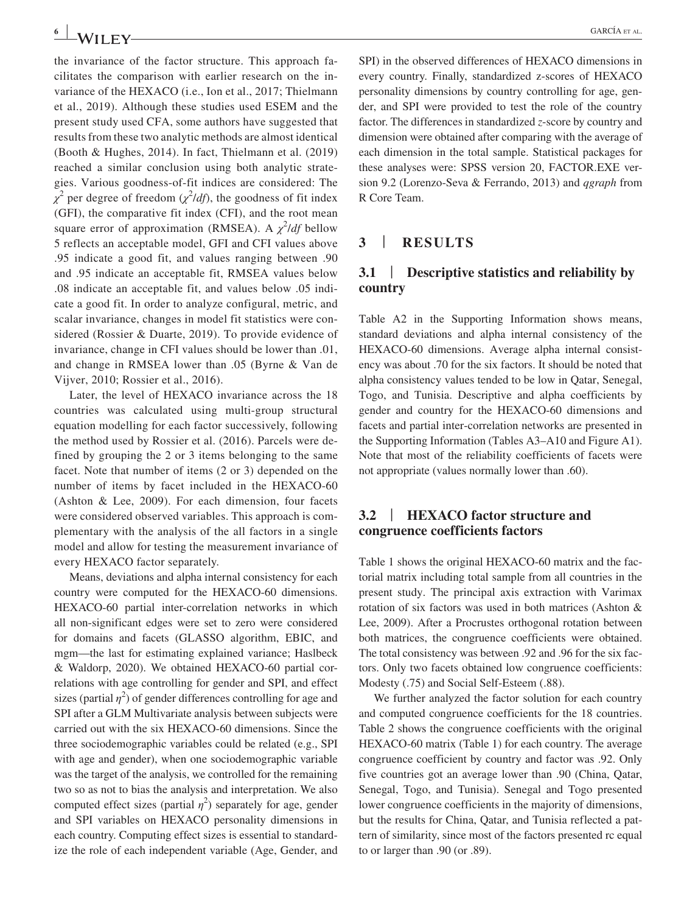the invariance of the factor structure. This approach facilitates the comparison with earlier research on the invariance of the HEXACO (i.e., Ion et al., 2017; Thielmann et al., 2019). Although these studies used ESEM and the present study used CFA, some authors have suggested that results from these two analytic methods are almost identical (Booth & Hughes, 2014). In fact, Thielmann et al. (2019) reached a similar conclusion using both analytic strategies. Various goodness-of-fit indices are considered: The $\chi^2$ per degree of freedom ($\chi^2/df$), the goodness of fit index (GFI), the comparative fit index (CFI), and the root mean square error of approximation (RMSEA). A $\chi^2/df$ bellow 5 reflects an acceptable model, GFI and CFI values above .95 indicate a good fit, and values ranging between .90 and .95 indicate an acceptable fit, RMSEA values below .08 indicate an acceptable fit, and values below .05 indicate a good fit. In order to analyze configural, metric, and scalar invariance, changes in model fit statistics were considered (Rossier & Duarte, 2019). To provide evidence of invariance, change in CFI values should be lower than .01, and change in RMSEA lower than .05 (Byrne & Van de Vijver, 2010; Rossier et al., 2016).

Later, the level of HEXACO invariance across the 18 countries was calculated using multi-group structural equation modelling for each factor successively, following the method used by Rossier et al. (2016). Parcels were defined by grouping the 2 or 3 items belonging to the same facet. Note that number of items (2 or 3) depended on the number of items by facet included in the HEXACO-60 (Ashton & Lee, 2009). For each dimension, four facets were considered observed variables. This approach is complementary with the analysis of the all factors in a single model and allow for testing the measurement invariance of every HEXACO factor separately.

Means, deviations and alpha internal consistency for each country were computed for the HEXACO-60 dimensions. HEXACO-60 partial inter-correlation networks in which all non-significant edges were set to zero were considered for domains and facets (GLASSO algorithm, EBIC, and mgm—the last for estimating explained variance; Haslbeck & Waldorp, 2020). We obtained HEXACO-60 partial correlations with age controlling for gender and SPI, and effect sizes (partial $\eta^2$) of gender differences controlling for age and SPI after a GLM Multivariate analysis between subjects were carried out with the six HEXACO-60 dimensions. Since the three sociodemographic variables could be related (e.g., SPI with age and gender), when one sociodemographic variable was the target of the analysis, we controlled for the remaining two so as not to bias the analysis and interpretation. We also computed effect sizes (partial $\eta^2$) separately for age, gender and SPI variables on HEXACO personality dimensions in each country. Computing effect sizes is essential to standardize the role of each independent variable (Age, Gender, and SPI) in the observed differences of HEXACO dimensions in every country. Finally, standardized z-scores of HEXACO personality dimensions by country controlling for age, gender, and SPI were provided to test the role of the country factor. The differences in standardized *z*-score by country and dimension were obtained after comparing with the average of each dimension in the total sample. Statistical packages for these analyses were: SPSS version 20, FACTOR.EXE version 9.2 (Lorenzo-Seva & Ferrando, 2013) and *qgraph* from R Core Team.

## 3 | RESULTS

### 3.1 | Descriptive statistics and reliability by country

Table A2 in the Supporting Information shows means, standard deviations and alpha internal consistency of the HEXACO-60 dimensions. Average alpha internal consistency was about .70 for the six factors. It should be noted that alpha consistency values tended to be low in Qatar, Senegal, Togo, and Tunisia. Descriptive and alpha coefficients by gender and country for the HEXACO-60 dimensions and facets and partial inter-correlation networks are presented in the Supporting Information (Tables A3–A10 and Figure A1). Note that most of the reliability coefficients of facets were not appropriate (values normally lower than .60).

### 3.2 | HEXACO factor structure and congruence coefficients factors

Table 1 shows the original HEXACO-60 matrix and the factorial matrix including total sample from all countries in the present study. The principal axis extraction with Varimax rotation of six factors was used in both matrices (Ashton & Lee, 2009). After a Procrustes orthogonal rotation between both matrices, the congruence coefficients were obtained. The total consistency was between .92 and .96 for the six factors. Only two facets obtained low congruence coefficients: Modesty (.75) and Social Self-Esteem (.88).

We further analyzed the factor solution for each country and computed congruence coefficients for the 18 countries. Table 2 shows the congruence coefficients with the original HEXACO-60 matrix (Table 1) for each country. The average congruence coefficient by country and factor was .92. Only five countries got an average lower than .90 (China, Qatar, Senegal, Togo, and Tunisia). Senegal and Togo presented lower congruence coefficients in the majority of dimensions, but the results for China, Qatar, and Tunisia reflected a pattern of similarity, since most of the factors presented rc equal to or larger than .90 (or .89).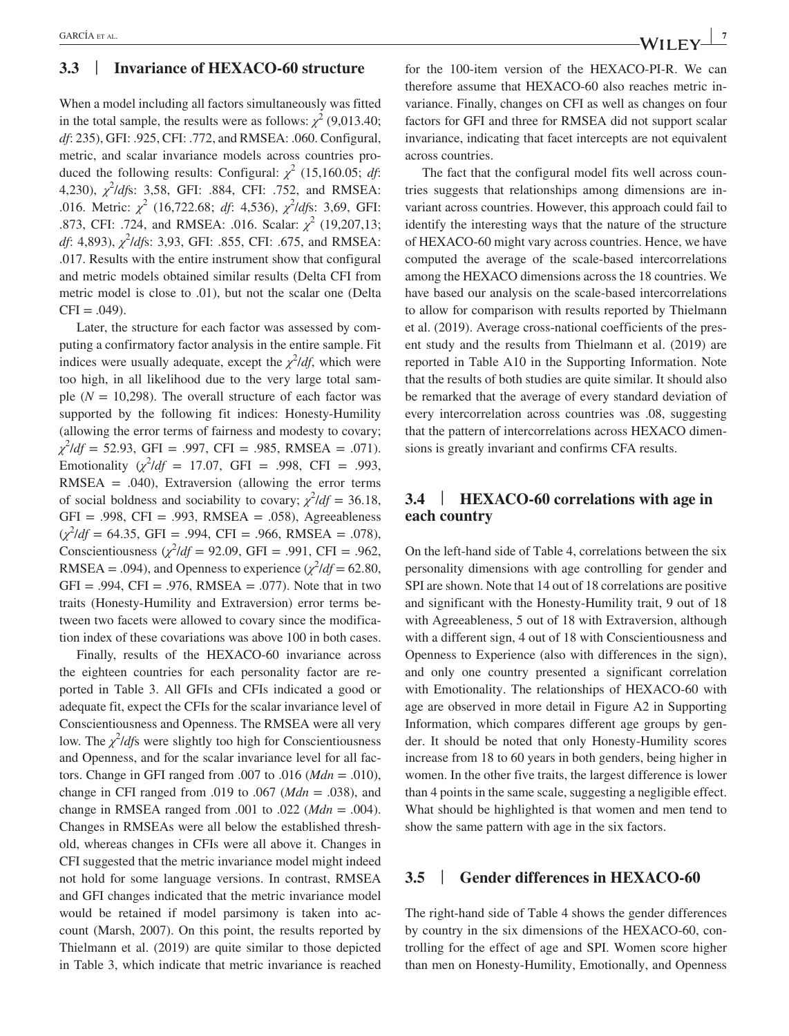### 3.3 | Invariance of HEXACO-60 structure

When a model including all factors simultaneously was fitted in the total sample, the results were as follows: $\chi^2$ (9,013.40; *df*: 235), GFI: .925, CFI: .772, and RMSEA: .060. Configural, metric, and scalar invariance models across countries produced the following results: Configural: $\chi^2$ (15,160.05; *df*: 4,230), $\chi^2/df$s: 3,58, GFI: .884, CFI: .752, and RMSEA: .016. Metric: $\chi^2$ (16,722.68; *df*: 4,536), $\chi^2/df$s: 3,69, GFI: .873, CFI: .724, and RMSEA: .016. Scalar: $\chi^2$ (19,207,13; *df*: 4,893), $\chi^2/df$s: 3,93, GFI: .855, CFI: .675, and RMSEA: .017. Results with the entire instrument show that configural and metric models obtained similar results (Delta CFI from metric model is close to .01), but not the scalar one (Delta CFI = .049).

Later, the structure for each factor was assessed by computing a confirmatory factor analysis in the entire sample. Fit indices were usually adequate, except the $\chi^2/df$, which were too high, in all likelihood due to the very large total sample ($N = 10{,}298$). The overall structure of each factor was supported by the following fit indices: Honesty-Humility (allowing the error terms of fairness and modesty to covary; $\chi^2/df = 52.93$, GFI = .997, CFI = .985, RMSEA = .071). Emotionality ($\chi^2/df = 17.07$, GFI = .998, CFI = .993, RMSEA = .040), Extraversion (allowing the error terms of social boldness and sociability to covary; $\chi^2/df = 36.18$, GFI = .998, CFI = .993, RMSEA = .058), Agreeableness ($\chi^2/df = 64.35$, GFI = .994, CFI = .966, RMSEA = .078), Conscientiousness ($\chi^2/df = 92.09$, GFI = .991, CFI = .962, RMSEA = .094), and Openness to experience ($\chi^2/df = 62.80$, GFI = .994, CFI = .976, RMSEA = .077). Note that in two traits (Honesty-Humility and Extraversion) error terms between two facets were allowed to covary since the modification index of these covariations was above 100 in both cases.

Finally, results of the HEXACO-60 invariance across the eighteen countries for each personality factor are reported in Table 3. All GFIs and CFIs indicated a good or adequate fit, expect the CFIs for the scalar invariance level of Conscientiousness and Openness. The RMSEA were all very low. The $\chi^2/df$s were slightly too high for Conscientiousness and Openness, and for the scalar invariance level for all factors. Change in GFI ranged from .007 to .016 (*Mdn* = .010), change in CFI ranged from .019 to .067 (*Mdn* = .038), and change in RMSEA ranged from .001 to .022 (*Mdn* = .004). Changes in RMSEAs were all below the established threshold, whereas changes in CFIs were all above it. Changes in CFI suggested that the metric invariance model might indeed not hold for some language versions. In contrast, RMSEA and GFI changes indicated that the metric invariance model would be retained if model parsimony is taken into account (Marsh, 2007). On this point, the results reported by Thielmann et al. (2019) are quite similar to those depicted in Table 3, which indicate that metric invariance is reached for the 100-item version of the HEXACO-PI-R. We can therefore assume that HEXACO-60 also reaches metric invariance. Finally, changes on CFI as well as changes on four factors for GFI and three for RMSEA did not support scalar invariance, indicating that facet intercepts are not equivalent across countries.

The fact that the configural model fits well across countries suggests that relationships among dimensions are invariant across countries. However, this approach could fail to identify the interesting ways that the nature of the structure of HEXACO-60 might vary across countries. Hence, we have computed the average of the scale-based intercorrelations among the HEXACO dimensions across the 18 countries. We have based our analysis on the scale-based intercorrelations to allow for comparison with results reported by Thielmann et al. (2019). Average cross-national coefficients of the present study and the results from Thielmann et al. (2019) are reported in Table A10 in the Supporting Information. Note that the results of both studies are quite similar. It should also be remarked that the average of every standard deviation of every intercorrelation across countries was .08, suggesting that the pattern of intercorrelations across HEXACO dimensions is greatly invariant and confirms CFA results.

### 3.4 | HEXACO-60 correlations with age in each country

On the left-hand side of Table 4, correlations between the six personality dimensions with age controlling for gender and SPI are shown. Note that 14 out of 18 correlations are positive and significant with the Honesty-Humility trait, 9 out of 18 with Agreeableness, 5 out of 18 with Extraversion, although with a different sign, 4 out of 18 with Conscientiousness and Openness to Experience (also with differences in the sign), and only one country presented a significant correlation with Emotionality. The relationships of HEXACO-60 with age are observed in more detail in Figure A2 in Supporting Information, which compares different age groups by gender. It should be noted that only Honesty-Humility scores increase from 18 to 60 years in both genders, being higher in women. In the other five traits, the largest difference is lower than 4 points in the same scale, suggesting a negligible effect. What should be highlighted is that women and men tend to show the same pattern with age in the six factors.

### 3.5 | Gender differences in HEXACO-60

The right-hand side of Table 4 shows the gender differences by country in the six dimensions of the HEXACO-60, controlling for the effect of age and SPI. Women score higher than men on Honesty-Humility, Emotionally, and Openness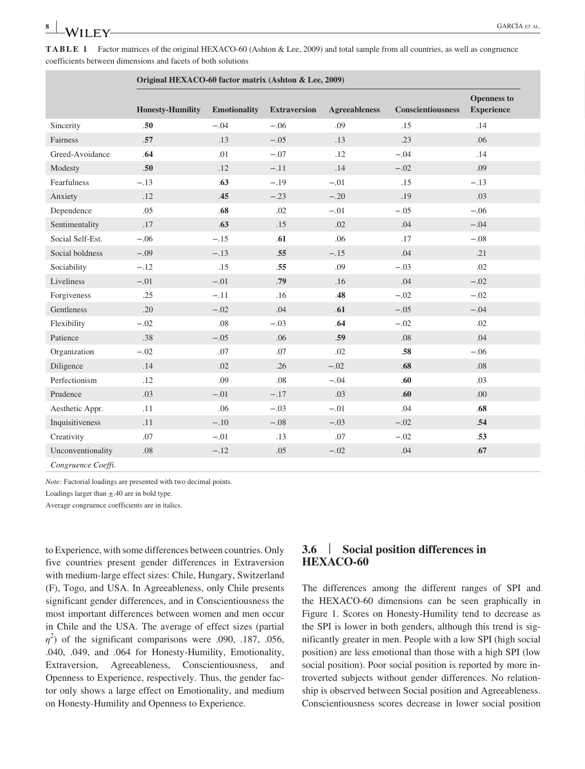**TABLE 1** Factor matrices of the original HEXACO-60 (Ashton & Lee, 2009) and total sample from all countries, as well as congruence coefficients between dimensions and facets of both solutions

| | Original HEXACO-60 factor matrix (Ashton & Lee, 2009) | | | | | |
|---|---|---|---|---|---|---|
| | Honesty-Humility | Emotionality | Extraversion | Agreeableness | Conscientiousness | Openness to Experience |
| Sincerity | **.50** | −.04 | −.06 | .09 | .15 | .14 |
| Fairness | **.57** | .13 | −.05 | .13 | .23 | .06 |
| Greed-Avoidance | **.64** | .01 | −.07 | .12 | −.04 | .14 |
| Modesty | **.50** | .12 | −.11 | .14 | −.02 | .09 |
| Fearfulness | −.13 | **.63** | −.19 | −.01 | .15 | −.13 |
| Anxiety | .12 | **.45** | −.23 | −.20 | .19 | .03 |
| Dependence | .05 | **.68** | .02 | −.01 | −.05 | −.06 |
| Sentimentality | .17 | **.63** | .15 | .02 | .04 | −.04 |
| Social Self-Est. | −.06 | −.15 | **.61** | .06 | .17 | −.08 |
| Social boldness | −.09 | −.13 | **.55** | −.15 | .04 | .21 |
| Sociability | −.12 | .15 | **.55** | .09 | −.03 | .02 |
| Liveliness | −.01 | −.01 | **.79** | .16 | .04 | −.02 |
| Forgiveness | .25 | −.11 | .16 | **.48** | −.02 | −.02 |
| Gentleness | .20 | −.02 | .04 | **.61** | −.05 | −.04 |
| Flexibility | −.02 | .08 | −.03 | **.64** | −.02 | .02 |
| Patience | .38 | −.05 | .06 | **.59** | .08 | .04 |
| Organization | −.02 | .07 | .07 | .02 | **.58** | −.06 |
| Diligence | .14 | .02 | .26 | −.02 | **.68** | .08 |
| Perfectionism | .12 | .09 | .08 | −.04 | **.60** | .03 |
| Prudence | .03 | −.01 | −.17 | .03 | **.60** | .00 |
| Aesthetic Appr. | .11 | .06 | −.03 | −.01 | .04 | **.68** |
| Inquisitiveness | .11 | −.10 | −.08 | −.03 | −.02 | **.54** |
| Creativity | .07 | −.01 | .13 | .07 | −.02 | **.53** |
| Unconventionality | .08 | −.12 | .05 | −.02 | .04 | **.67** |
| *Congruence Coeffi.* | | | | | | |

*Note:* Factorial loadings are presented with two decimal points.

Loadings larger than ±.40 are in bold type.

Average congruence coefficients are in italics.

to Experience, with some differences between countries. Only five countries present gender differences in Extraversion with medium-large effect sizes: Chile, Hungary, Switzerland (F), Togo, and USA. In Agreeableness, only Chile presents significant gender differences, and in Conscientiousness the most important differences between women and men occur in Chile and the USA. The average of effect sizes (partial $\eta^2$) of the significant comparisons were .090, .187, .056, .040, .049, and .064 for Honesty-Humility, Emotionality, Extraversion, Agreeableness, Conscientiousness, and Openness to Experience, respectively. Thus, the gender factor only shows a large effect on Emotionality, and medium on Honesty-Humility and Openness to Experience.

### 3.6 | Social position differences in HEXACO-60

The differences among the different ranges of SPI and the HEXACO-60 dimensions can be seen graphically in Figure 1. Scores on Honesty-Humility tend to decrease as the SPI is lower in both genders, although this trend is significantly greater in men. People with a low SPI (high social position) are less emotional than those with a high SPI (low social position). Poor social position is reported by more introverted subjects without gender differences. No relationship is observed between Social position and Agreeableness. Conscientiousness scores decrease in lower social position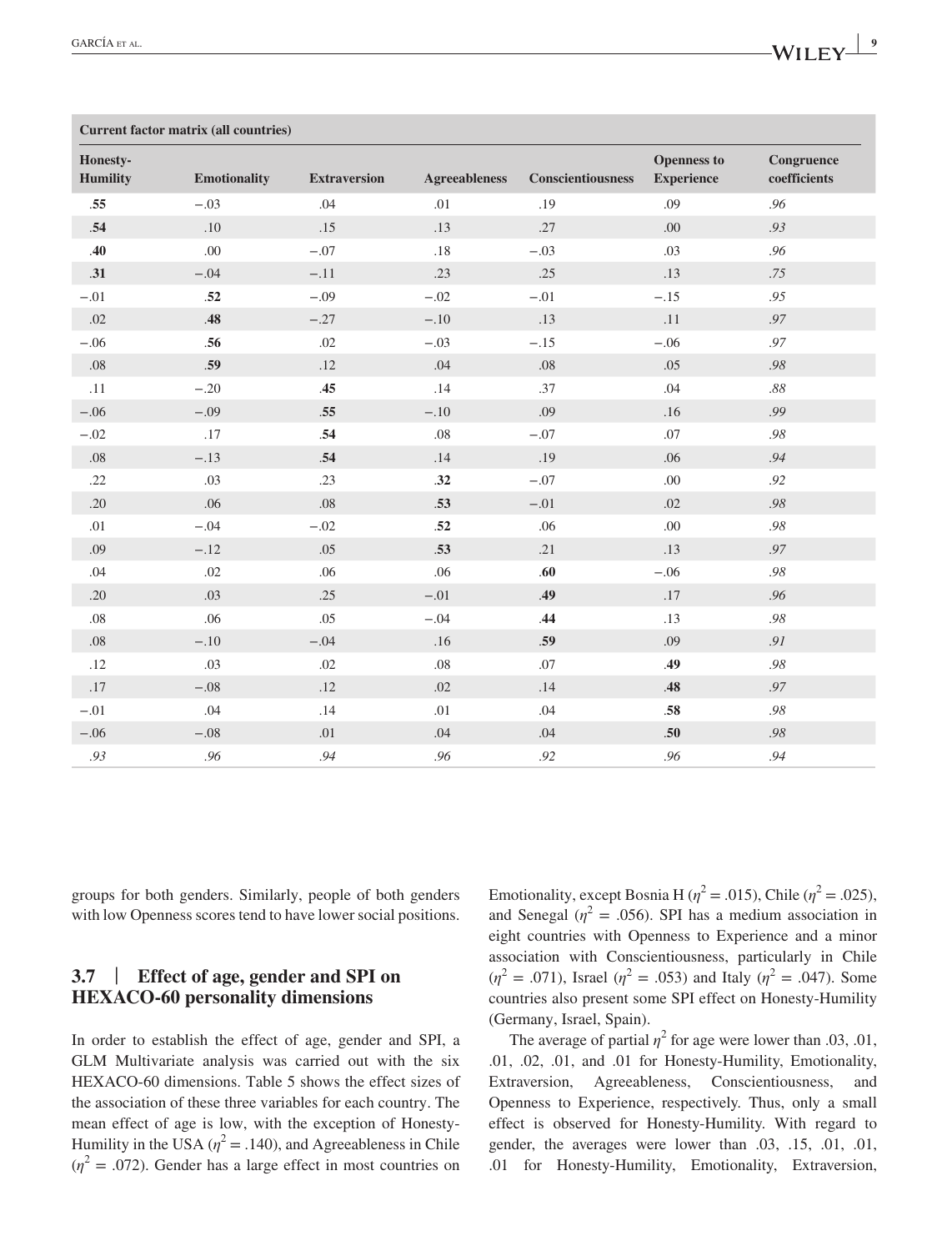| Current factor matrix (all countries) | | | | | | |
|---|---|---|---|---|---|---|
| Honesty-Humility | Emotionality | Extraversion | Agreeableness | Conscientiousness | Openness to Experience | Congruence coefficients |
| **.55** | −.03 | .04 | .01 | .19 | .09 | *.96* |
| **.54** | .10 | .15 | .13 | .27 | .00 | *.93* |
| **.40** | .00 | −.07 | .18 | −.03 | .03 | *.96* |
| **.31** | −.04 | −.11 | .23 | .25 | .13 | *.75* |
| −.01 | **.52** | −.09 | −.02 | −.01 | −.15 | *.95* |
| .02 | **.48** | −.27 | −.10 | .13 | .11 | *.97* |
| −.06 | **.56** | .02 | −.03 | −.15 | −.06 | *.97* |
| .08 | **.59** | .12 | .04 | .08 | .05 | *.98* |
| .11 | −.20 | **.45** | .14 | .37 | .04 | *.88* |
| −.06 | −.09 | **.55** | −.10 | .09 | .16 | *.99* |
| −.02 | .17 | **.54** | .08 | −.07 | .07 | *.98* |
| .08 | −.13 | **.54** | .14 | .19 | .06 | *.94* |
| .22 | .03 | .23 | **.32** | −.07 | .00 | *.92* |
| .20 | .06 | .08 | **.53** | −.01 | .02 | *.98* |
| .01 | −.04 | −.02 | **.52** | .06 | .00 | *.98* |
| .09 | −.12 | .05 | **.53** | .21 | .13 | *.97* |
| .04 | .02 | .06 | .06 | **.60** | −.06 | *.98* |
| .20 | .03 | .25 | −.01 | **.49** | .17 | *.96* |
| .08 | .06 | .05 | −.04 | **.44** | .13 | *.98* |
| .08 | −.10 | −.04 | .16 | **.59** | .09 | *.91* |
| .12 | .03 | .02 | .08 | .07 | **.49** | *.98* |
| .17 | −.08 | .12 | .02 | .14 | **.48** | *.97* |
| −.01 | .04 | .14 | .01 | .04 | **.58** | *.98* |
| −.06 | −.08 | .01 | .04 | .04 | **.50** | *.98* |
| *.93* | *.96* | *.94* | *.96* | *.92* | *.96* | *.94* |

groups for both genders. Similarly, people of both genders with low Openness scores tend to have lower social positions.

### 3.7 | Effect of age, gender and SPI on HEXACO-60 personality dimensions

In order to establish the effect of age, gender and SPI, a GLM Multivariate analysis was carried out with the six HEXACO-60 dimensions. Table 5 shows the effect sizes of the association of these three variables for each country. The mean effect of age is low, with the exception of Honesty-Humility in the USA ($\eta^2 = .140$), and Agreeableness in Chile ($\eta^2 = .072$). Gender has a large effect in most countries on Emotionality, except Bosnia H ($\eta^2 = .015$), Chile ($\eta^2 = .025$), and Senegal ($\eta^2 = .056$). SPI has a medium association in eight countries with Openness to Experience and a minor association with Conscientiousness, particularly in Chile ($\eta^2 = .071$), Israel ($\eta^2 = .053$) and Italy ($\eta^2 = .047$). Some countries also present some SPI effect on Honesty-Humility (Germany, Israel, Spain).

The average of partial $\eta^2$ for age were lower than .03, .01, .01, .02, .01, and .01 for Honesty-Humility, Emotionality, Extraversion, Agreeableness, Conscientiousness, and Openness to Experience, respectively. Thus, only a small effect is observed for Honesty-Humility. With regard to gender, the averages were lower than .03, .15, .01, .01, .01 for Honesty-Humility, Emotionality, Extraversion,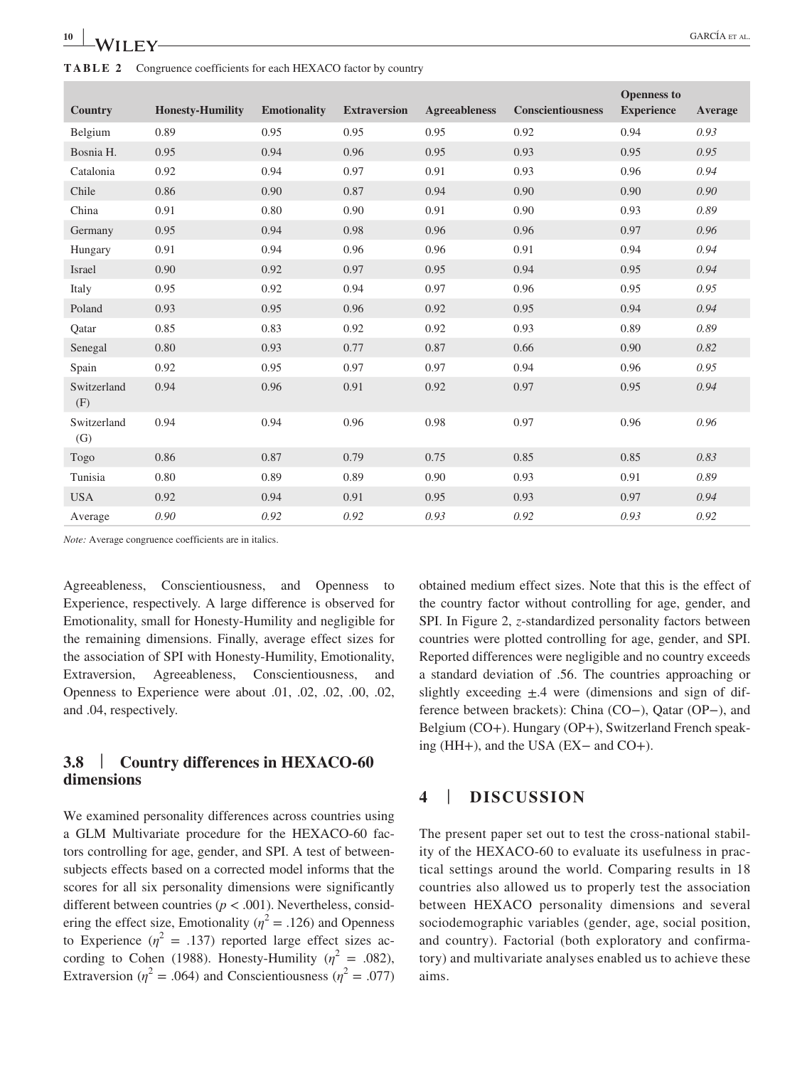**TABLE 2** Congruence coefficients for each HEXACO factor by country

| Country | Honesty-Humility | Emotionality | Extraversion | Agreeableness | Conscientiousness | Openness to Experience | Average |
|---|---|---|---|---|---|---|---|
| Belgium | 0.89 | 0.95 | 0.95 | 0.95 | 0.92 | 0.94 | *0.93* |
| Bosnia H. | 0.95 | 0.94 | 0.96 | 0.95 | 0.93 | 0.95 | *0.95* |
| Catalonia | 0.92 | 0.94 | 0.97 | 0.91 | 0.93 | 0.96 | *0.94* |
| Chile | 0.86 | 0.90 | 0.87 | 0.94 | 0.90 | 0.90 | *0.90* |
| China | 0.91 | 0.80 | 0.90 | 0.91 | 0.90 | 0.93 | *0.89* |
| Germany | 0.95 | 0.94 | 0.98 | 0.96 | 0.96 | 0.97 | *0.96* |
| Hungary | 0.91 | 0.94 | 0.96 | 0.96 | 0.91 | 0.94 | *0.94* |
| Israel | 0.90 | 0.92 | 0.97 | 0.95 | 0.94 | 0.95 | *0.94* |
| Italy | 0.95 | 0.92 | 0.94 | 0.97 | 0.96 | 0.95 | *0.95* |
| Poland | 0.93 | 0.95 | 0.96 | 0.92 | 0.95 | 0.94 | *0.94* |
| Qatar | 0.85 | 0.83 | 0.92 | 0.92 | 0.93 | 0.89 | *0.89* |
| Senegal | 0.80 | 0.93 | 0.77 | 0.87 | 0.66 | 0.90 | *0.82* |
| Spain | 0.92 | 0.95 | 0.97 | 0.97 | 0.94 | 0.96 | *0.95* |
| Switzerland (F) | 0.94 | 0.96 | 0.91 | 0.92 | 0.97 | 0.95 | *0.94* |
| Switzerland (G) | 0.94 | 0.94 | 0.96 | 0.98 | 0.97 | 0.96 | *0.96* |
| Togo | 0.86 | 0.87 | 0.79 | 0.75 | 0.85 | 0.85 | *0.83* |
| Tunisia | 0.80 | 0.89 | 0.89 | 0.90 | 0.93 | 0.91 | *0.89* |
| USA | 0.92 | 0.94 | 0.91 | 0.95 | 0.93 | 0.97 | *0.94* |
| Average | *0.90* | *0.92* | *0.92* | *0.93* | *0.92* | *0.93* | *0.92* |

*Note:* Average congruence coefficients are in italics.

Agreeableness, Conscientiousness, and Openness to Experience, respectively. A large difference is observed for Emotionality, small for Honesty-Humility and negligible for the remaining dimensions. Finally, average effect sizes for the association of SPI with Honesty-Humility, Emotionality, Extraversion, Agreeableness, Conscientiousness, and Openness to Experience were about .01, .02, .02, .00, .02, and .04, respectively.

### 3.8 | Country differences in HEXACO-60 dimensions

We examined personality differences across countries using a GLM Multivariate procedure for the HEXACO-60 factors controlling for age, gender, and SPI. A test of between-subjects effects based on a corrected model informs that the scores for all six personality dimensions were significantly different between countries ($p < .001$). Nevertheless, considering the effect size, Emotionality ($\eta^2 = .126$) and Openness to Experience ($\eta^2 = .137$) reported large effect sizes according to Cohen (1988). Honesty-Humility ($\eta^2 = .082$), Extraversion ($\eta^2 = .064$) and Conscientiousness ($\eta^2 = .077$) obtained medium effect sizes. Note that this is the effect of the country factor without controlling for age, gender, and SPI. In Figure 2, *z*-standardized personality factors between countries were plotted controlling for age, gender, and SPI. Reported differences were negligible and no country exceeds a standard deviation of .56. The countries approaching or slightly exceeding ±.4 were (dimensions and sign of difference between brackets): China (CO−), Qatar (OP−), and Belgium (CO+). Hungary (OP+), Switzerland French speaking (HH+), and the USA (EX− and CO+).

## 4 | DISCUSSION

The present paper set out to test the cross-national stability of the HEXACO-60 to evaluate its usefulness in practical settings around the world. Comparing results in 18 countries also allowed us to properly test the association between HEXACO personality dimensions and several sociodemographic variables (gender, age, social position, and country). Factorial (both exploratory and confirmatory) and multivariate analyses enabled us to achieve these aims.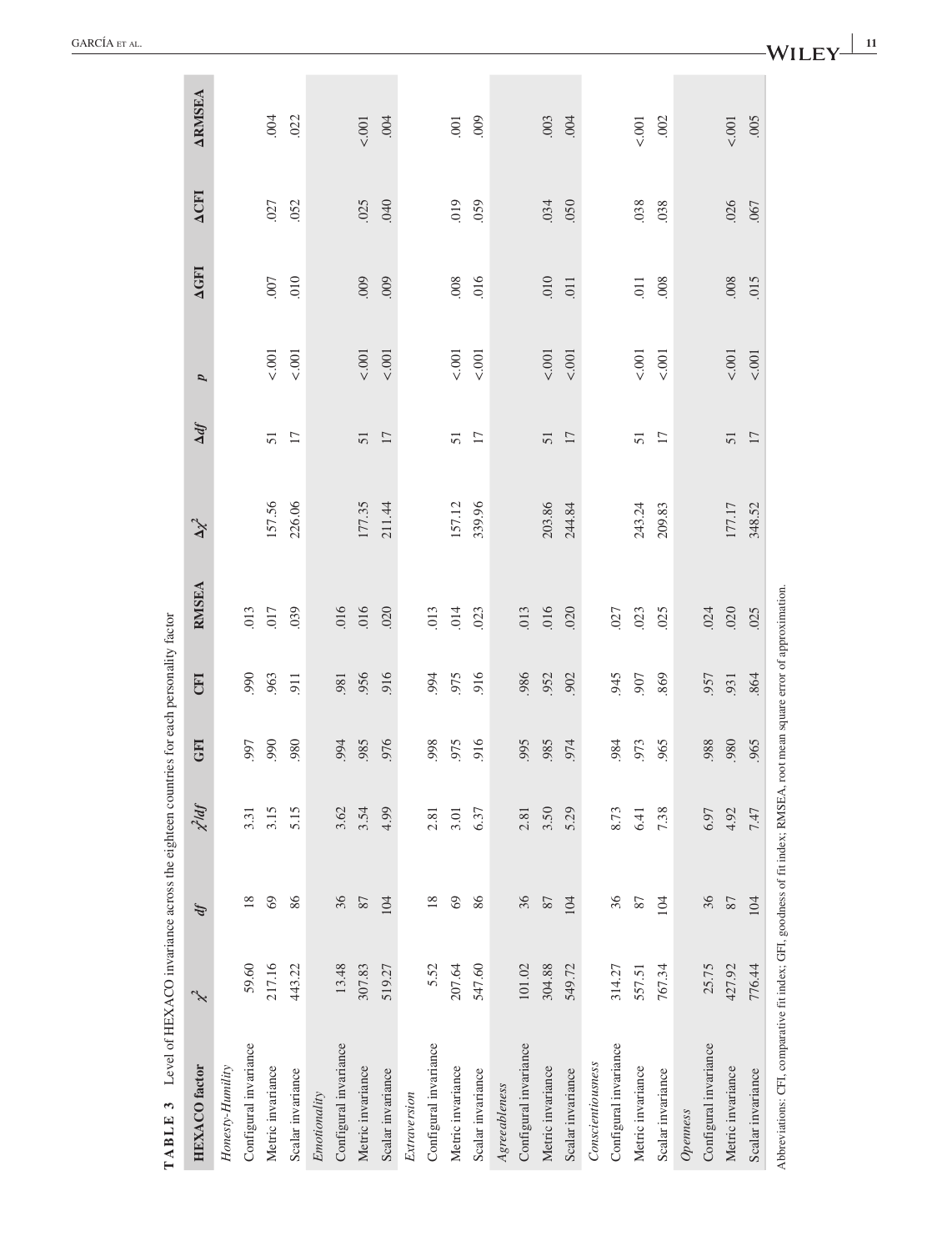**TABLE 3** Level of HEXACO invariance across the eighteen countries for each personality factor

| HEXACO factor | $\chi^2$ | df | $\chi^2/df$ | GFI | CFI | RMSEA | $\Delta\chi^2$ | $\Delta df$ | p | ΔGFI | ΔCFI | ΔRMSEA |
|---|---|---|---|---|---|---|---|---|---|---|---|---|
| *Honesty-Humility* | | | | | | | | | | | | |
| Configural invariance | 59.60 | 18 | 3.31 | .997 | .990 | .013 | | | | | | |
| Metric invariance | 217.16 | 69 | 3.15 | .990 | .963 | .017 | 157.56 | 51 | <.001 | .007 | .027 | .004 |
| Scalar invariance | 443.22 | 86 | 5.15 | .980 | .911 | .039 | 226.06 | 17 | <.001 | .010 | .052 | .022 |
| *Emotionality* | | | | | | | | | | | | |
| Configural invariance | 13.48 | 36 | 3.62 | .994 | .981 | .016 | | | | | | |
| Metric invariance | 307.83 | 87 | 3.54 | .985 | .956 | .016 | 177.35 | 51 | <.001 | .009 | .025 | <.001 |
| Scalar invariance | 519.27 | 104 | 4.99 | .976 | .916 | .020 | 211.44 | 17 | <.001 | .009 | .040 | .004 |
| *Extraversion* | | | | | | | | | | | | |
| Configural invariance | 5.52 | 18 | 2.81 | .998 | .994 | .013 | | | | | | |
| Metric invariance | 207.64 | 69 | 3.01 | .975 | .975 | .014 | 157.12 | 51 | <.001 | .008 | .019 | .001 |
| Scalar invariance | 547.60 | 86 | 6.37 | .916 | .916 | .023 | 339.96 | 17 | <.001 | .016 | .059 | .009 |
| *Agreeableness* | | | | | | | | | | | | |
| Configural invariance | 101.02 | 36 | 2.81 | .995 | .986 | .013 | | | | | | |
| Metric invariance | 304.88 | 87 | 3.50 | .985 | .952 | .016 | 203.86 | 51 | <.001 | .010 | .034 | .003 |
| Scalar invariance | 549.72 | 104 | 5.29 | .974 | .902 | .020 | 244.84 | 17 | <.001 | .011 | .050 | .004 |
| *Conscientiousness* | | | | | | | | | | | | |
| Configural invariance | 314.27 | 36 | 8.73 | .984 | .945 | .027 | | | | | | |
| Metric invariance | 557.51 | 87 | 6.41 | .973 | .907 | .023 | 243.24 | 51 | <.001 | .011 | .038 | <.001 |
| Scalar invariance | 767.34 | 104 | 7.38 | .965 | .869 | .025 | 209.83 | 17 | <.001 | .008 | .038 | .002 |
| *Openness* | | | | | | | | | | | | |
| Configural invariance | 25.75 | 36 | 6.97 | .988 | .957 | .024 | | | | | | |
| Metric invariance | 427.92 | 87 | 4.92 | .980 | .931 | .020 | 177.17 | 51 | <.001 | .008 | .026 | <.001 |
| Scalar invariance | 776.44 | 104 | 7.47 | .965 | .864 | .025 | 348.52 | 17 | <.001 | .015 | .067 | .005 |

Abbreviations: CFI, comparative fit index; GFI, goodness of fit index; RMSEA, root mean square error of approximation.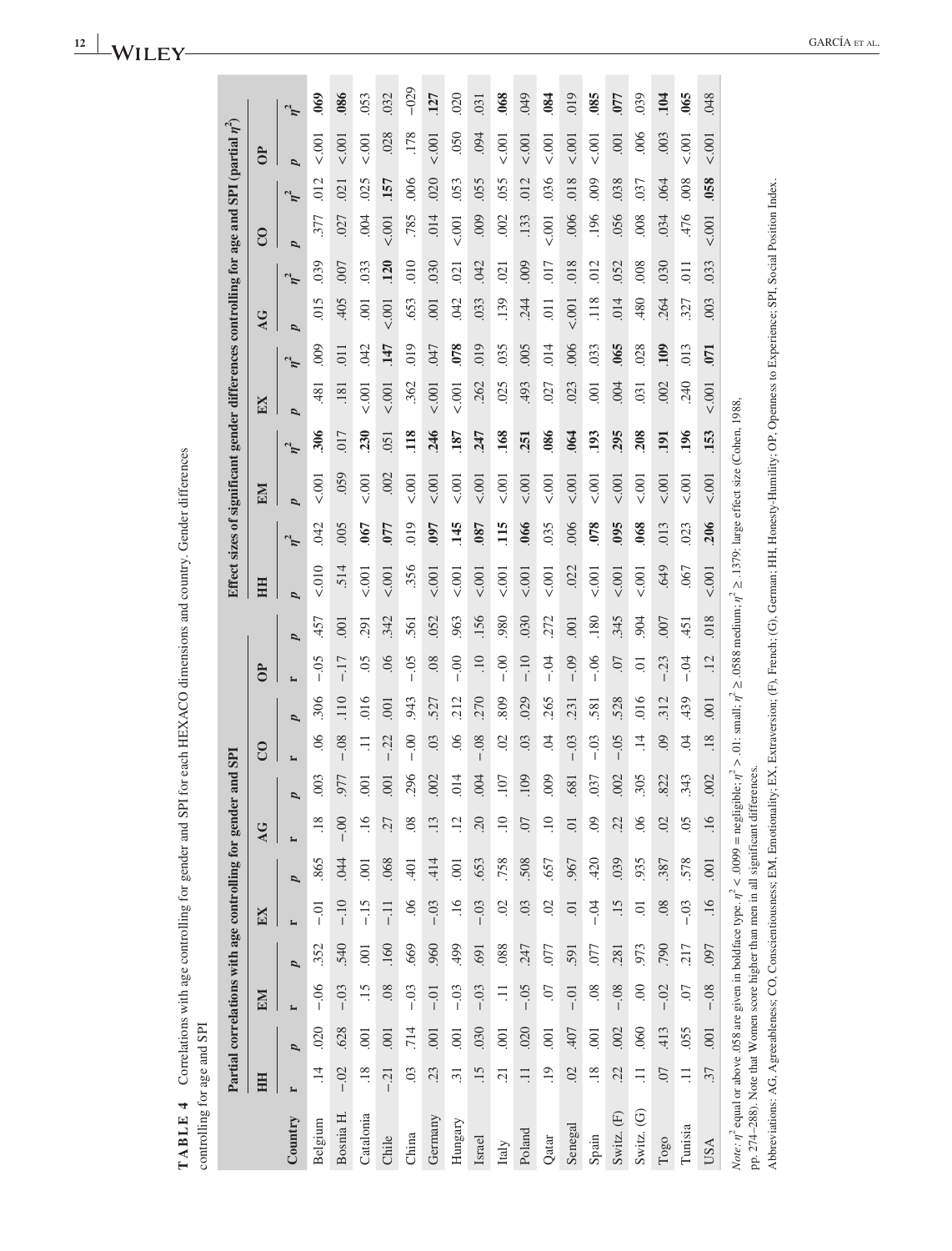**TABLE 4** Correlations with age controlling for gender and SPI for each HEXACO dimensions and country. Gender differences controlling for age and SPI

| | Partial correlations with age controlling for gender and SPI | | | | | | | | | | | | Effect sizes of significant gender differences controlling for age and SPI (partial $\eta^2$) | | | | | | | | | | | |
|---|---|---|---|---|---|---|---|---|---|---|---|---|---|---|---|---|---|---|---|---|---|---|---|---|
| | HH | | EM | | EX | | AG | | CO | | OP | | HH | | EM | | EX | | AG | | CO | | OP | |
| Country | r | p | r | p | r | p | r | p | r | p | r | p | p | $\eta^2$ | p | $\eta^2$ | p | $\eta^2$ | p | $\eta^2$ | p | $\eta^2$ | p | $\eta^2$ |
| Belgium | .14 | .020 | −.06 | .352 | −.01 | .865 | .18 | .003 | .06 | .306 | −.05 | .457 | <.010 | .042 | <.001 | **.306** | .481 | .009 | .015 | .039 | .377 | .012 | <.001 | **.069** |
| Bosnia H. | −.02 | .628 | −.03 | .540 | −.10 | .044 | −.00 | .977 | −.08 | .110 | −.17 | .001 | .514 | .005 | .059 | .017 | .181 | .011 | .405 | .007 | .027 | .021 | <.001 | **.086** |
| Catalonia | .18 | .001 | .15 | .001 | −.15 | .001 | .16 | .001 | .11 | .016 | .05 | .291 | <.001 | **.067** | <.001 | **.230** | <.001 | .042 | .001 | .033 | .004 | .025 | <.001 | .053 |
| Chile | −.21 | .001 | .08 | .160 | −.11 | .068 | .27 | .001 | −.22 | .001 | .06 | .342 | <.001 | **.077** | .002 | .051 | <.001 | **.147** | <.001 | **.120** | <.001 | **.157** | .028 | .032 |
| China | .03 | .714 | −.03 | .669 | .06 | .401 | .08 | .296 | −.00 | .943 | −.05 | .561 | .356 | .019 | <.001 | **.118** | .362 | .019 | .653 | .010 | .785 | .006 | .178 | −.029 |
| Germany | .23 | .001 | −.01 | .960 | −.03 | .414 | .13 | .002 | .03 | .527 | .08 | .052 | <.001 | **.097** | <.001 | **.246** | <.001 | .047 | .001 | .030 | .014 | .020 | <.001 | **.127** |
| Hungary | .31 | .001 | −.03 | .499 | .16 | .001 | .12 | .014 | .06 | .212 | −.00 | .963 | <.001 | **.145** | <.001 | **.187** | <.001 | **.078** | .042 | .021 | <.001 | .053 | .050 | .020 |
| Israel | .15 | .030 | −.03 | .691 | −.03 | .653 | .20 | .004 | −.08 | .270 | .10 | .156 | <.001 | **.087** | <.001 | **.247** | .262 | .019 | .033 | .042 | .009 | .055 | .094 | .031 |
| Italy | .21 | .001 | .11 | .088 | .02 | .758 | .10 | .107 | .02 | .809 | −.00 | .980 | <.001 | **.115** | <.001 | **.168** | .025 | .035 | .139 | .021 | .002 | .055 | <.001 | **.068** |
| Poland | .11 | .020 | −.05 | .247 | .03 | .508 | .07 | .109 | .03 | .029 | −.10 | .030 | <.001 | **.066** | <.001 | **.251** | .493 | .005 | .244 | .009 | .133 | .012 | <.001 | .049 |
| Qatar | .19 | .001 | .07 | .077 | .02 | .657 | .10 | .009 | .04 | .265 | −.04 | .272 | <.001 | .035 | <.001 | **.086** | .027 | .014 | .011 | .017 | <.001 | .036 | <.001 | **.084** |
| Senegal | .02 | .407 | −.01 | .591 | .01 | .967 | .01 | .681 | −.03 | .231 | −.09 | .001 | .022 | .006 | <.001 | **.064** | .023 | .006 | <.001 | .018 | .006 | .018 | <.001 | .019 |
| Spain | .18 | .001 | .08 | .077 | −.04 | .420 | .09 | .037 | −.03 | .581 | −.06 | .180 | <.001 | **.078** | <.001 | **.193** | .001 | .033 | .118 | .012 | .196 | .009 | <.001 | **.085** |
| Switz. (F) | .22 | .002 | −.08 | .281 | .15 | .039 | .22 | .002 | −.05 | .528 | .07 | .345 | <.001 | **.095** | <.001 | **.295** | .004 | **.065** | .014 | .052 | .056 | .038 | .001 | **.077** |
| Switz. (G) | .11 | .060 | .00 | .973 | .01 | .935 | .06 | .305 | .14 | .016 | .01 | .904 | <.001 | **.068** | <.001 | **.208** | .031 | .028 | .480 | .008 | .008 | .037 | .006 | .039 |
| Togo | .07 | .413 | −.02 | .790 | .08 | .387 | .02 | .822 | .09 | .312 | −.23 | .007 | .649 | .013 | <.001 | **.191** | .002 | **.109** | .264 | .030 | .034 | .064 | .003 | **.104** |
| Tunisia | .11 | .055 | .07 | .217 | −.03 | .578 | .05 | .343 | .04 | .439 | −.04 | .451 | .067 | .023 | <.001 | **.196** | .240 | .013 | .327 | .011 | .476 | .008 | <.001 | **.065** |
| USA | .37 | .001 | −.08 | .097 | .16 | .001 | .16 | .002 | .18 | .001 | .12 | .018 | <.001 | **.206** | <.001 | **.153** | <.001 | **.071** | .003 | .033 | <.001 | **.058** | <.001 | .048 |

*Note*: $\eta^2$ equal or above .058 are given in boldface type. $\eta^2 < .0099$ = negligible; $\eta^2 > .01$: small; $\eta^2 \geq .0588$ medium; $\eta^2 \geq .1379$: large effect size (Cohen, 1988, pp. 274–288). Note that Women score higher than men in all significant differences.

Abbreviations: AG, Agreeableness; CO, Conscientiousness; EM, Emotionality; EX, Extraversion; (F), French; (G), German; HH, Honesty-Humility; OP, Openness to Experience; SPI, Social Position Index.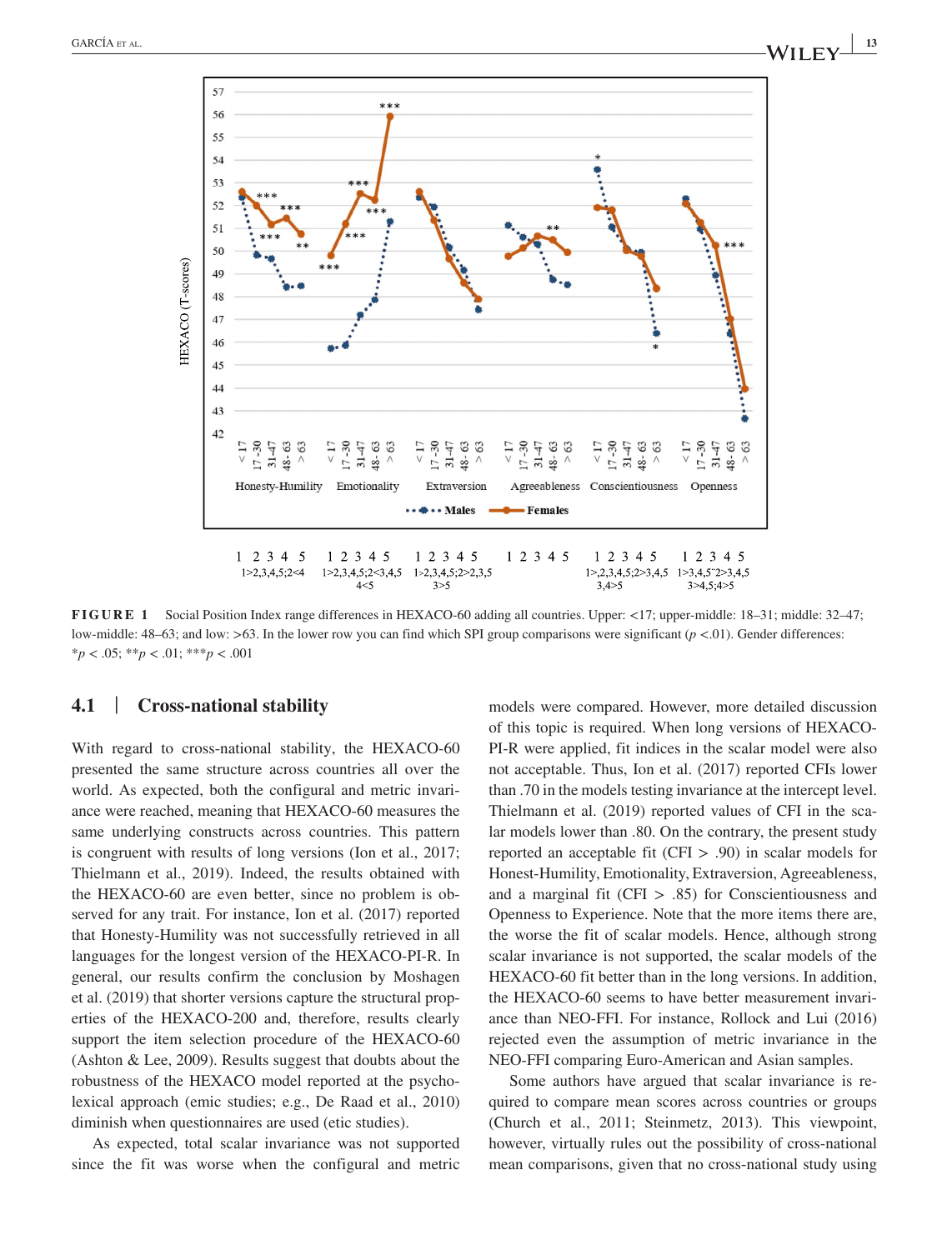| 1 2 3 4 5 | 1 2 3 4 5 | 1 2 3 4 5 | 1 2 3 4 5 | 1 2 3 4 5 | 1 2 3 4 5 |
|---|---|---|---|---|---|
| 1>2,3,4,5;2<4 | 1>2,3,4,5;2<3,4,5 4<5 | 1>2,3,4,5;2>2,3,5 3>5 | | 1>,2,3,4,5;2>3,4,5 3,4>5 | 1>3,4,5¨2>3,4,5 3>4,5;4>5 |

**FIGURE 1** Social Position Index range differences in HEXACO-60 adding all countries. Upper: <17; upper-middle: 18–31; middle: 32–47; low-middle: 48–63; and low: >63. In the lower row you can find which SPI group comparisons were significant ($p < .01$). Gender differences: \*$p < .05$; \*\*$p < .01$; \*\*\*$p < .001$

### 4.1 | Cross-national stability

With regard to cross-national stability, the HEXACO-60 presented the same structure across countries all over the world. As expected, both the configural and metric invariance were reached, meaning that HEXACO-60 measures the same underlying constructs across countries. This pattern is congruent with results of long versions (Ion et al., 2017; Thielmann et al., 2019). Indeed, the results obtained with the HEXACO-60 are even better, since no problem is observed for any trait. For instance, Ion et al. (2017) reported that Honesty-Humility was not successfully retrieved in all languages for the longest version of the HEXACO-PI-R. In general, our results confirm the conclusion by Moshagen et al. (2019) that shorter versions capture the structural properties of the HEXACO-200 and, therefore, results clearly support the item selection procedure of the HEXACO-60 (Ashton & Lee, 2009). Results suggest that doubts about the robustness of the HEXACO model reported at the psycholexical approach (emic studies; e.g., De Raad et al., 2010) diminish when questionnaires are used (etic studies).

As expected, total scalar invariance was not supported since the fit was worse when the configural and metric models were compared. However, more detailed discussion of this topic is required. When long versions of HEXACO-PI-R were applied, fit indices in the scalar model were also not acceptable. Thus, Ion et al. (2017) reported CFIs lower than .70 in the models testing invariance at the intercept level. Thielmann et al. (2019) reported values of CFI in the scalar models lower than .80. On the contrary, the present study reported an acceptable fit (CFI > .90) in scalar models for Honest-Humility, Emotionality, Extraversion, Agreeableness, and a marginal fit (CFI > .85) for Conscientiousness and Openness to Experience. Note that the more items there are, the worse the fit of scalar models. Hence, although strong scalar invariance is not supported, the scalar models of the HEXACO-60 fit better than in the long versions. In addition, the HEXACO-60 seems to have better measurement invariance than NEO-FFI. For instance, Rollock and Lui (2016) rejected even the assumption of metric invariance in the NEO-FFI comparing Euro-American and Asian samples.

Some authors have argued that scalar invariance is required to compare mean scores across countries or groups (Church et al., 2011; Steinmetz, 2013). This viewpoint, however, virtually rules out the possibility of cross-national mean comparisons, given that no cross-national study using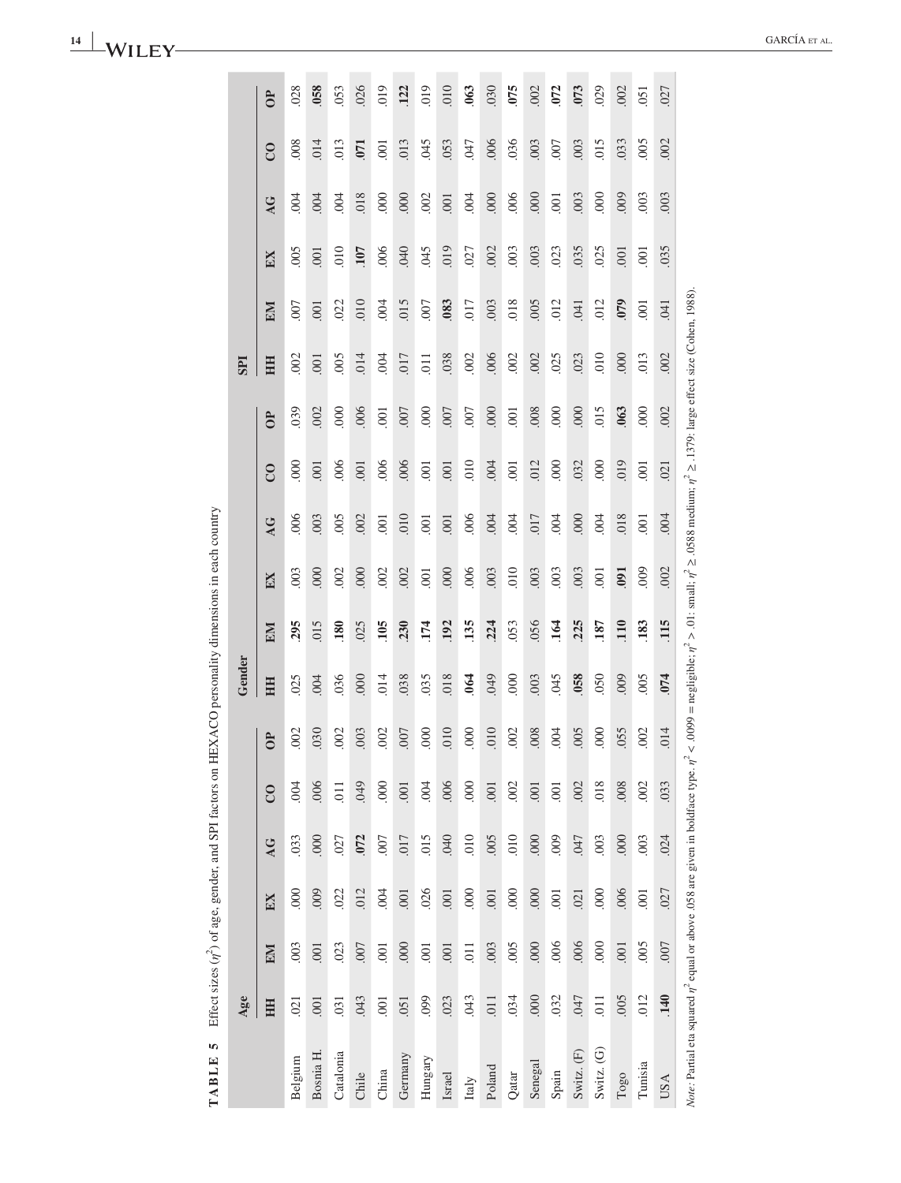**TABLE 5** Effect sizes ($\eta^2$) of age, gender, and SPI factors on HEXACO personality dimensions in each country

| | Age | | | | | | Gender | | | | | | SPI | | | | | |
|---|---|---|---|---|---|---|---|---|---|---|---|---|---|---|---|---|---|---|
| | HH | EM | EX | AG | CO | OP | HH | EM | EX | AG | CO | OP | HH | EM | EX | AG | CO | OP |
| Belgium | .021 | .003 | .000 | .033 | .004 | .002 | .025 | **.295** | .003 | .006 | .000 | .039 | .002 | .007 | .005 | .004 | .008 | .028 |
| Bosnia H. | .001 | .001 | .009 | .000 | .006 | .030 | .004 | .015 | .000 | .003 | .001 | .002 | .001 | .001 | .001 | .004 | .014 | **.058** |
| Catalonia | .031 | .023 | .022 | .027 | .011 | .002 | .036 | **.180** | .002 | .005 | .006 | .000 | .005 | .022 | .010 | .004 | .013 | .053 |
| Chile | .043 | .007 | .012 | **.072** | .049 | .003 | .000 | .025 | .000 | .002 | .001 | .006 | .014 | .010 | **.107** | .018 | **.071** | .026 |
| China | .001 | .001 | .004 | .007 | .000 | .002 | .014 | **.105** | .002 | .001 | .006 | .001 | .004 | .004 | .006 | .000 | .001 | .019 |
| Germany | .051 | .000 | .001 | .017 | .001 | .007 | .038 | **.230** | .002 | .010 | .006 | .007 | .017 | .015 | .040 | .000 | .013 | **.122** |
| Hungary | .099 | .001 | .026 | .015 | .004 | .000 | .035 | **.174** | .001 | .001 | .001 | .000 | .011 | .007 | .045 | .002 | .045 | .019 |
| Israel | .023 | .001 | .001 | .040 | .006 | .010 | .018 | **.192** | .000 | .001 | .001 | .007 | .038 | **.083** | .019 | .001 | .053 | .010 |
| Italy | .043 | .011 | .000 | .010 | .000 | .000 | **.064** | **.135** | .006 | .006 | .010 | .007 | .002 | .017 | .027 | .004 | .047 | **.063** |
| Poland | .011 | .003 | .001 | .005 | .001 | .010 | .049 | **.224** | .003 | .004 | .004 | .000 | .006 | .003 | .002 | .000 | .006 | .030 |
| Qatar | .034 | .005 | .000 | .010 | .002 | .002 | .000 | .053 | .010 | .004 | .001 | .001 | .002 | .018 | .003 | .006 | .036 | **.075** |
| Senegal | .000 | .000 | .000 | .000 | .001 | .008 | .003 | .056 | .003 | .017 | .012 | .008 | .002 | .005 | .003 | .000 | .003 | .002 |
| Spain | .032 | .006 | .001 | .009 | .001 | .004 | .045 | **.164** | .003 | .004 | .000 | .000 | .025 | .012 | .023 | .001 | .007 | **.072** |
| Switz. (F) | .047 | .006 | .021 | .047 | .002 | .005 | **.058** | **.225** | .003 | .000 | .032 | .000 | .023 | .041 | .035 | .003 | .003 | **.073** |
| Switz. (G) | .011 | .000 | .000 | .003 | .018 | .000 | .050 | **.187** | .001 | .004 | .000 | .015 | .010 | .012 | .025 | .000 | .015 | .029 |
| Togo | .005 | .001 | .006 | .000 | .008 | .055 | .009 | **.110** | **.091** | .018 | .019 | **.063** | .000 | **.079** | .001 | .009 | .033 | .002 |
| Tunisia | .012 | .005 | .001 | .003 | .002 | .002 | .005 | **.183** | .009 | .001 | .001 | .000 | .013 | .001 | .001 | .003 | .005 | .051 |
| USA | **.140** | .007 | .027 | .024 | .033 | .014 | **.074** | **.115** | .002 | .004 | .021 | .002 | .002 | .041 | .035 | .003 | .002 | .027 |

*Note*: Partial eta squared $\eta^2$ equal or above .058 are given in boldface type. $\eta^2 < .0099$ = negligible; $\eta^2 > .01$: small; $\eta^2 \geq .0588$ medium; $\eta^2 \geq .1379$: large effect size (Cohen, 1988).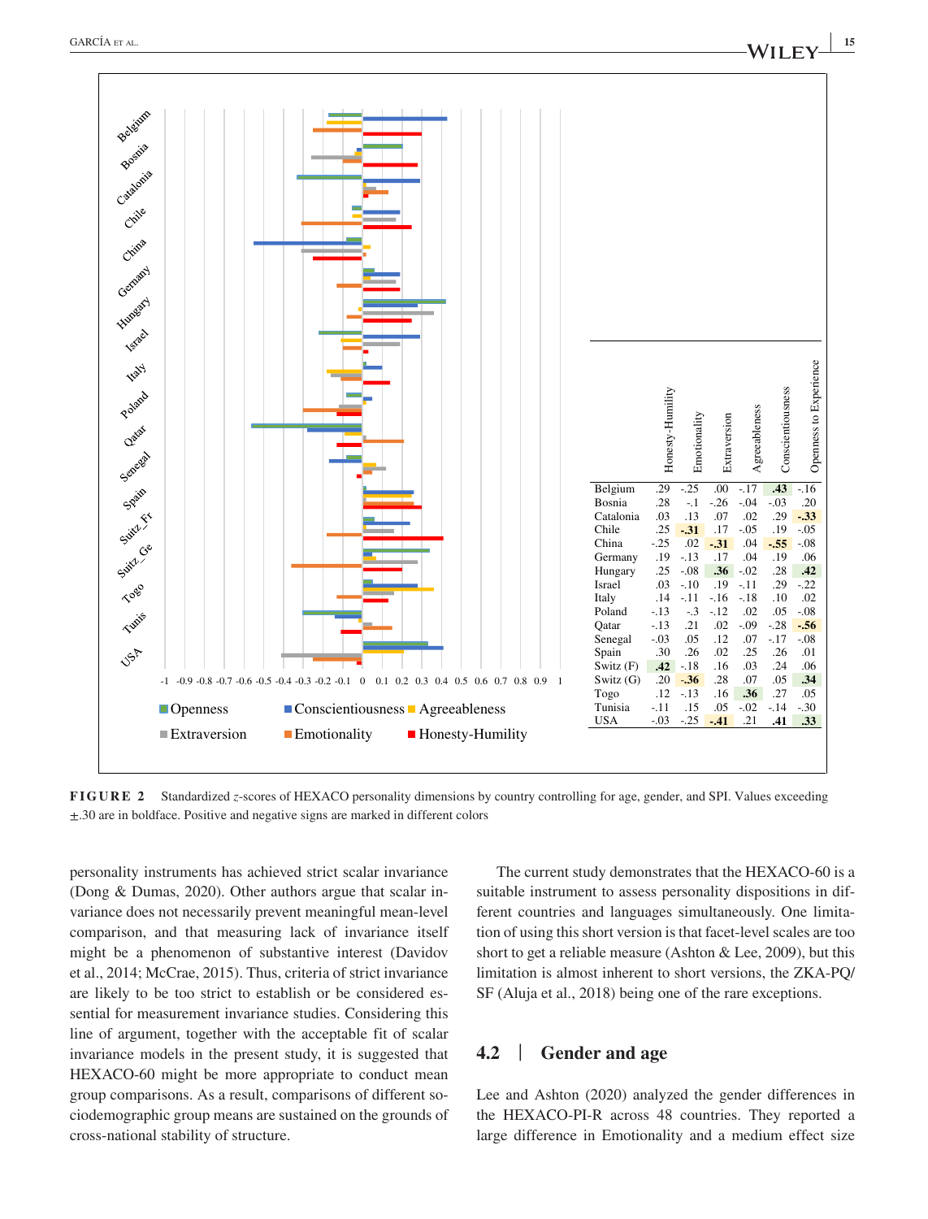| | Honesty-Humility | Emotionality | Extraversion | Agreeableness | Conscientiousness | Openness to Experience |
|---|---|---|---|---|---|---|
| Belgium | .29 | -.25 | .00 | -.17 | **.43** | -.16 |
| Bosnia | .28 | -.1 | -.26 | -.04 | -.03 | .20 |
| Catalonia | .03 | .13 | .07 | .02 | .29 | **-.33** |
| Chile | .25 | **-.31** | .17 | -.05 | .19 | -.05 |
| China | -.25 | .02 | **-.31** | .04 | **-.55** | -.08 |
| Germany | .19 | -.13 | .17 | .04 | .19 | .06 |
| Hungary | .25 | -.08 | **.36** | -.02 | .28 | **.42** |
| Israel | .03 | -.10 | .19 | -.11 | .29 | -.22 |
| Italy | .14 | -.11 | -.16 | -.18 | .10 | .02 |
| Poland | -.13 | -.3 | -.12 | .02 | .05 | -.08 |
| Qatar | -.13 | .21 | .02 | -.09 | -.28 | **-.56** |
| Senegal | -.03 | .05 | .12 | .07 | -.17 | -.08 |
| Spain | .30 | .26 | .02 | .25 | .26 | .01 |
| Switz (F) | **.42** | -.18 | .16 | .03 | .24 | .06 |
| Switz (G) | .20 | **-.36** | .28 | .07 | .05 | **.34** |
| Togo | .12 | -.13 | .16 | **.36** | .27 | .05 |
| Tunisia | -.11 | .15 | .05 | -.02 | -.14 | -.30 |
| USA | -.03 | -.25 | **-.41** | .21 | **.41** | **.33** |

**FIGURE 2** Standardized $z$-scores of HEXACO personality dimensions by country controlling for age, gender, and SPI. Values exceeding ±.30 are in boldface. Positive and negative signs are marked in different colors

personality instruments has achieved strict scalar invariance (Dong & Dumas, 2020). Other authors argue that scalar invariance does not necessarily prevent meaningful mean-level comparison, and that measuring lack of invariance itself might be a phenomenon of substantive interest (Davidov et al., 2014; McCrae, 2015). Thus, criteria of strict invariance are likely to be too strict to establish or be considered essential for measurement invariance studies. Considering this line of argument, together with the acceptable fit of scalar invariance models in the present study, it is suggested that HEXACO-60 might be more appropriate to conduct mean group comparisons. As a result, comparisons of different sociodemographic group means are sustained on the grounds of cross-national stability of structure.

The current study demonstrates that the HEXACO-60 is a suitable instrument to assess personality dispositions in different countries and languages simultaneously. One limitation of using this short version is that facet-level scales are too short to get a reliable measure (Ashton & Lee, 2009), but this limitation is almost inherent to short versions, the ZKA-PQ/SF (Aluja et al., 2018) being one of the rare exceptions.

## 4.2 | Gender and age

Lee and Ashton (2020) analyzed the gender differences in the HEXACO-PI-R across 48 countries. They reported a large difference in Emotionality and a medium effect size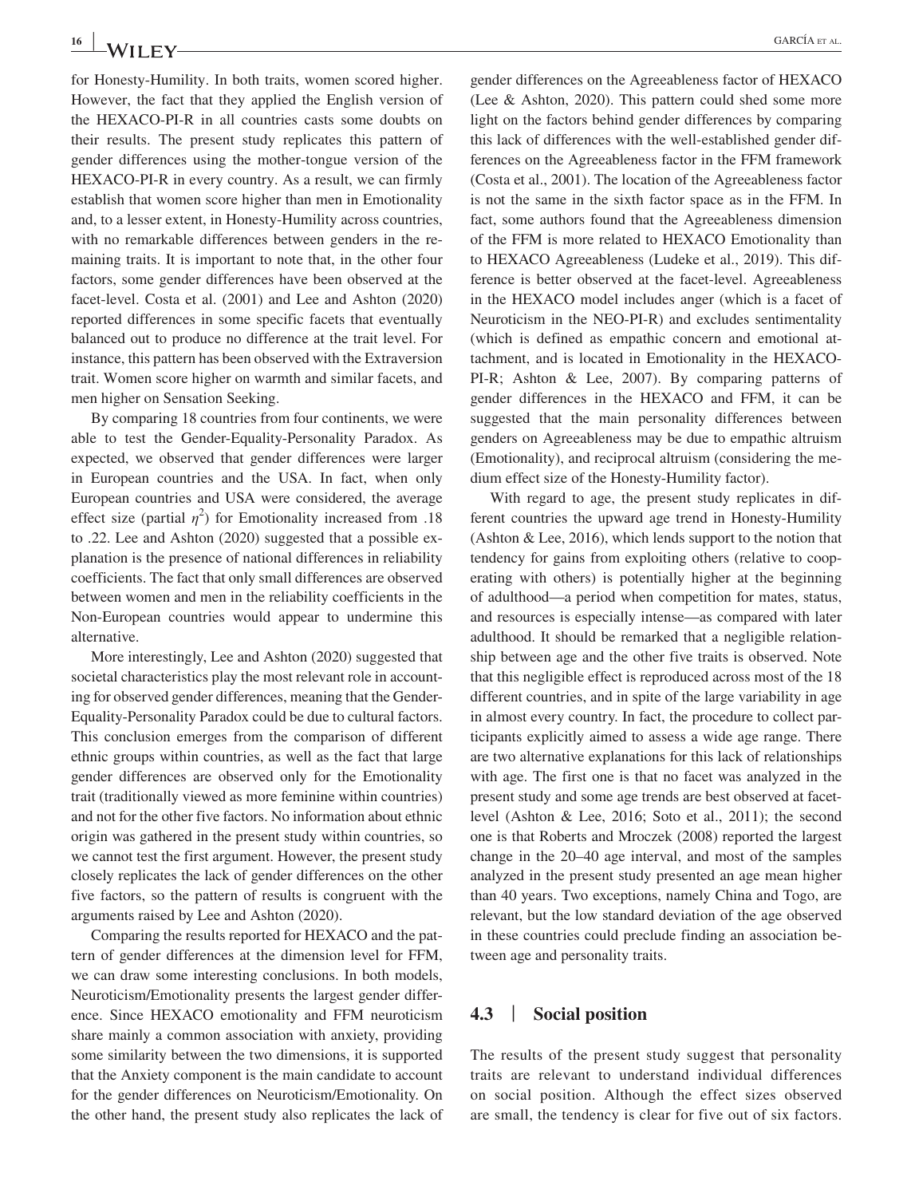for Honesty-Humility. In both traits, women scored higher. However, the fact that they applied the English version of the HEXACO-PI-R in all countries casts some doubts on their results. The present study replicates this pattern of gender differences using the mother-tongue version of the HEXACO-PI-R in every country. As a result, we can firmly establish that women score higher than men in Emotionality and, to a lesser extent, in Honesty-Humility across countries, with no remarkable differences between genders in the remaining traits. It is important to note that, in the other four factors, some gender differences have been observed at the facet-level. Costa et al. (2001) and Lee and Ashton (2020) reported differences in some specific facets that eventually balanced out to produce no difference at the trait level. For instance, this pattern has been observed with the Extraversion trait. Women score higher on warmth and similar facets, and men higher on Sensation Seeking.

By comparing 18 countries from four continents, we were able to test the Gender-Equality-Personality Paradox. As expected, we observed that gender differences were larger in European countries and the USA. In fact, when only European countries and USA were considered, the average effect size (partial $\eta^2$) for Emotionality increased from .18 to .22. Lee and Ashton (2020) suggested that a possible explanation is the presence of national differences in reliability coefficients. The fact that only small differences are observed between women and men in the reliability coefficients in the Non-European countries would appear to undermine this alternative.

More interestingly, Lee and Ashton (2020) suggested that societal characteristics play the most relevant role in accounting for observed gender differences, meaning that the Gender-Equality-Personality Paradox could be due to cultural factors. This conclusion emerges from the comparison of different ethnic groups within countries, as well as the fact that large gender differences are observed only for the Emotionality trait (traditionally viewed as more feminine within countries) and not for the other five factors. No information about ethnic origin was gathered in the present study within countries, so we cannot test the first argument. However, the present study closely replicates the lack of gender differences on the other five factors, so the pattern of results is congruent with the arguments raised by Lee and Ashton (2020).

Comparing the results reported for HEXACO and the pattern of gender differences at the dimension level for FFM, we can draw some interesting conclusions. In both models, Neuroticism/Emotionality presents the largest gender difference. Since HEXACO emotionality and FFM neuroticism share mainly a common association with anxiety, providing some similarity between the two dimensions, it is supported that the Anxiety component is the main candidate to account for the gender differences on Neuroticism/Emotionality. On the other hand, the present study also replicates the lack of gender differences on the Agreeableness factor of HEXACO (Lee & Ashton, 2020). This pattern could shed some more light on the factors behind gender differences by comparing this lack of differences with the well-established gender differences on the Agreeableness factor in the FFM framework (Costa et al., 2001). The location of the Agreeableness factor is not the same in the sixth factor space as in the FFM. In fact, some authors found that the Agreeableness dimension of the FFM is more related to HEXACO Emotionality than to HEXACO Agreeableness (Ludeke et al., 2019). This difference is better observed at the facet-level. Agreeableness in the HEXACO model includes anger (which is a facet of Neuroticism in the NEO-PI-R) and excludes sentimentality (which is defined as empathic concern and emotional attachment, and is located in Emotionality in the HEXACO-PI-R; Ashton & Lee, 2007). By comparing patterns of gender differences in the HEXACO and FFM, it can be suggested that the main personality differences between genders on Agreeableness may be due to empathic altruism (Emotionality), and reciprocal altruism (considering the medium effect size of the Honesty-Humility factor).

With regard to age, the present study replicates in different countries the upward age trend in Honesty-Humility (Ashton & Lee, 2016), which lends support to the notion that tendency for gains from exploiting others (relative to cooperating with others) is potentially higher at the beginning of adulthood—a period when competition for mates, status, and resources is especially intense—as compared with later adulthood. It should be remarked that a negligible relationship between age and the other five traits is observed. Note that this negligible effect is reproduced across most of the 18 different countries, and in spite of the large variability in age in almost every country. In fact, the procedure to collect participants explicitly aimed to assess a wide age range. There are two alternative explanations for this lack of relationships with age. The first one is that no facet was analyzed in the present study and some age trends are best observed at facet-level (Ashton & Lee, 2016; Soto et al., 2011); the second one is that Roberts and Mroczek (2008) reported the largest change in the 20–40 age interval, and most of the samples analyzed in the present study presented an age mean higher than 40 years. Two exceptions, namely China and Togo, are relevant, but the low standard deviation of the age observed in these countries could preclude finding an association between age and personality traits.

### 4.3 | Social position

The results of the present study suggest that personality traits are relevant to understand individual differences on social position. Although the effect sizes observed are small, the tendency is clear for five out of six factors.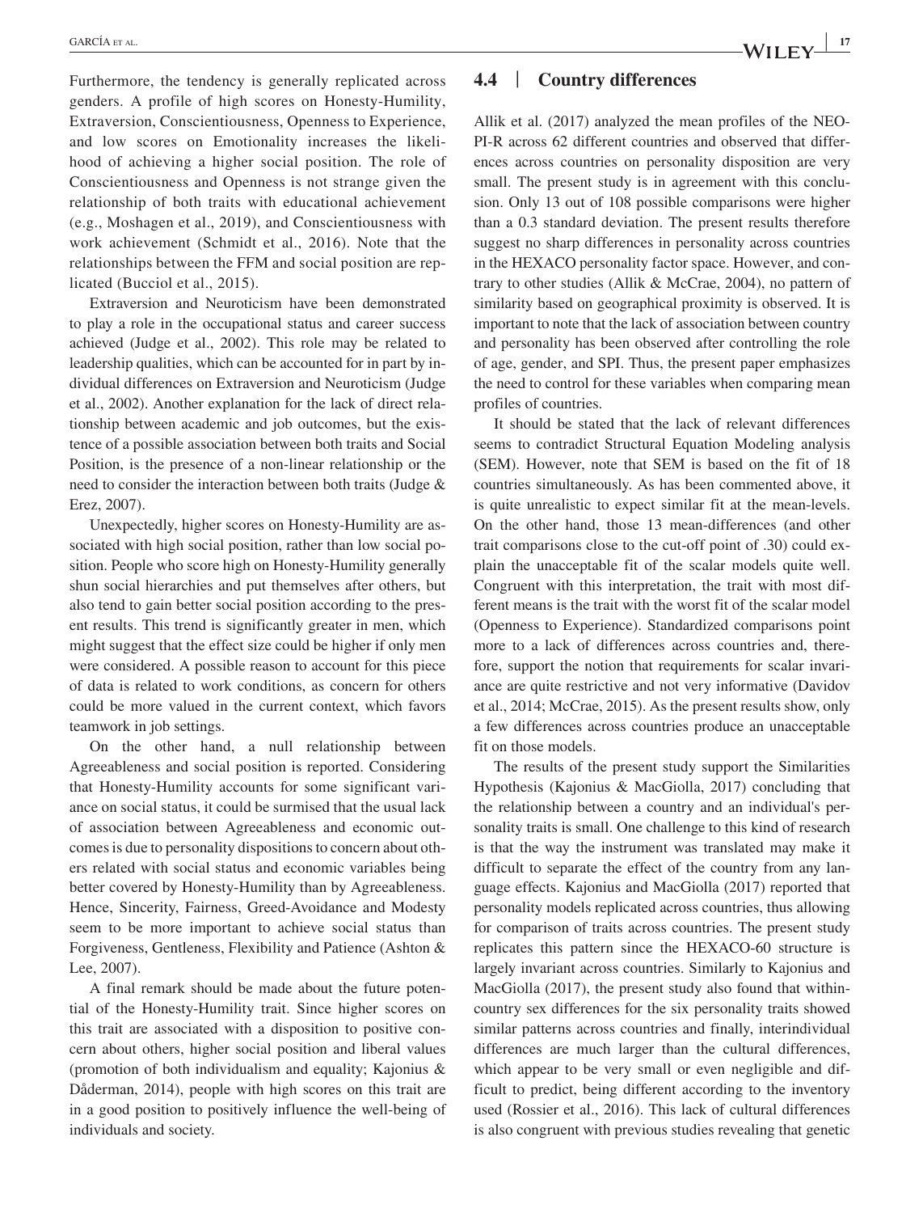Furthermore, the tendency is generally replicated across genders. A profile of high scores on Honesty-Humility, Extraversion, Conscientiousness, Openness to Experience, and low scores on Emotionality increases the likelihood of achieving a higher social position. The role of Conscientiousness and Openness is not strange given the relationship of both traits with educational achievement (e.g., Moshagen et al., 2019), and Conscientiousness with work achievement (Schmidt et al., 2016). Note that the relationships between the FFM and social position are replicated (Bucciol et al., 2015).

Extraversion and Neuroticism have been demonstrated to play a role in the occupational status and career success achieved (Judge et al., 2002). This role may be related to leadership qualities, which can be accounted for in part by individual differences on Extraversion and Neuroticism (Judge et al., 2002). Another explanation for the lack of direct relationship between academic and job outcomes, but the existence of a possible association between both traits and Social Position, is the presence of a non-linear relationship or the need to consider the interaction between both traits (Judge & Erez, 2007).

Unexpectedly, higher scores on Honesty-Humility are associated with high social position, rather than low social position. People who score high on Honesty-Humility generally shun social hierarchies and put themselves after others, but also tend to gain better social position according to the present results. This trend is significantly greater in men, which might suggest that the effect size could be higher if only men were considered. A possible reason to account for this piece of data is related to work conditions, as concern for others could be more valued in the current context, which favors teamwork in job settings.

On the other hand, a null relationship between Agreeableness and social position is reported. Considering that Honesty-Humility accounts for some significant variance on social status, it could be surmised that the usual lack of association between Agreeableness and economic outcomes is due to personality dispositions to concern about others related with social status and economic variables being better covered by Honesty-Humility than by Agreeableness. Hence, Sincerity, Fairness, Greed-Avoidance and Modesty seem to be more important to achieve social status than Forgiveness, Gentleness, Flexibility and Patience (Ashton & Lee, 2007).

A final remark should be made about the future potential of the Honesty-Humility trait. Since higher scores on this trait are associated with a disposition to positive concern about others, higher social position and liberal values (promotion of both individualism and equality; Kajonius & Dåderman, 2014), people with high scores on this trait are in a good position to positively influence the well-being of individuals and society.

## 4.4 | Country differences

Allik et al. (2017) analyzed the mean profiles of the NEO-PI-R across 62 different countries and observed that differences across countries on personality disposition are very small. The present study is in agreement with this conclusion. Only 13 out of 108 possible comparisons were higher than a 0.3 standard deviation. The present results therefore suggest no sharp differences in personality across countries in the HEXACO personality factor space. However, and contrary to other studies (Allik & McCrae, 2004), no pattern of similarity based on geographical proximity is observed. It is important to note that the lack of association between country and personality has been observed after controlling the role of age, gender, and SPI. Thus, the present paper emphasizes the need to control for these variables when comparing mean profiles of countries.

It should be stated that the lack of relevant differences seems to contradict Structural Equation Modeling analysis (SEM). However, note that SEM is based on the fit of 18 countries simultaneously. As has been commented above, it is quite unrealistic to expect similar fit at the mean-levels. On the other hand, those 13 mean-differences (and other trait comparisons close to the cut-off point of .30) could explain the unacceptable fit of the scalar models quite well. Congruent with this interpretation, the trait with most different means is the trait with the worst fit of the scalar model (Openness to Experience). Standardized comparisons point more to a lack of differences across countries and, therefore, support the notion that requirements for scalar invariance are quite restrictive and not very informative (Davidov et al., 2014; McCrae, 2015). As the present results show, only a few differences across countries produce an unacceptable fit on those models.

The results of the present study support the Similarities Hypothesis (Kajonius & MacGiolla, 2017) concluding that the relationship between a country and an individual's personality traits is small. One challenge to this kind of research is that the way the instrument was translated may make it difficult to separate the effect of the country from any language effects. Kajonius and MacGiolla (2017) reported that personality models replicated across countries, thus allowing for comparison of traits across countries. The present study replicates this pattern since the HEXACO-60 structure is largely invariant across countries. Similarly to Kajonius and MacGiolla (2017), the present study also found that within-country sex differences for the six personality traits showed similar patterns across countries and finally, interindividual differences are much larger than the cultural differences, which appear to be very small or even negligible and difficult to predict, being different according to the inventory used (Rossier et al., 2016). This lack of cultural differences is also congruent with previous studies revealing that genetic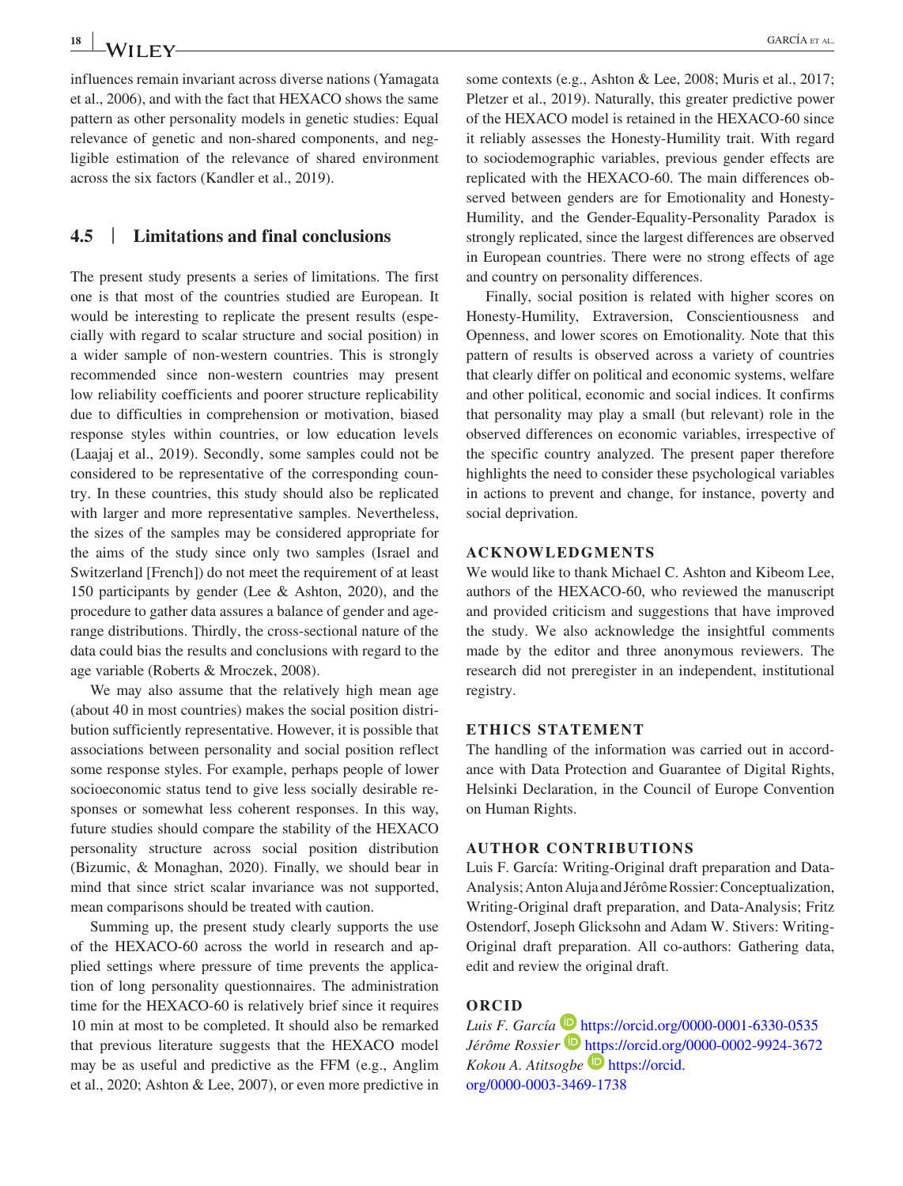influences remain invariant across diverse nations (Yamagata et al., 2006), and with the fact that HEXACO shows the same pattern as other personality models in genetic studies: Equal relevance of genetic and non-shared components, and negligible estimation of the relevance of shared environment across the six factors (Kandler et al., 2019).

### 4.5 | Limitations and final conclusions

The present study presents a series of limitations. The first one is that most of the countries studied are European. It would be interesting to replicate the present results (especially with regard to scalar structure and social position) in a wider sample of non-western countries. This is strongly recommended since non-western countries may present low reliability coefficients and poorer structure replicability due to difficulties in comprehension or motivation, biased response styles within countries, or low education levels (Laajaj et al., 2019). Secondly, some samples could not be considered to be representative of the corresponding country. In these countries, this study should also be replicated with larger and more representative samples. Nevertheless, the sizes of the samples may be considered appropriate for the aims of the study since only two samples (Israel and Switzerland [French]) do not meet the requirement of at least 150 participants by gender (Lee & Ashton, 2020), and the procedure to gather data assures a balance of gender and age-range distributions. Thirdly, the cross-sectional nature of the data could bias the results and conclusions with regard to the age variable (Roberts & Mroczek, 2008).

We may also assume that the relatively high mean age (about 40 in most countries) makes the social position distribution sufficiently representative. However, it is possible that associations between personality and social position reflect some response styles. For example, perhaps people of lower socioeconomic status tend to give less socially desirable responses or somewhat less coherent responses. In this way, future studies should compare the stability of the HEXACO personality structure across social position distribution (Bizumic, & Monaghan, 2020). Finally, we should bear in mind that since strict scalar invariance was not supported, mean comparisons should be treated with caution.

Summing up, the present study clearly supports the use of the HEXACO-60 across the world in research and applied settings where pressure of time prevents the application of long personality questionnaires. The administration time for the HEXACO-60 is relatively brief since it requires 10 min at most to be completed. It should also be remarked that previous literature suggests that the HEXACO model may be as useful and predictive as the FFM (e.g., Anglim et al., 2020; Ashton & Lee, 2007), or even more predictive in some contexts (e.g., Ashton & Lee, 2008; Muris et al., 2017; Pletzer et al., 2019). Naturally, this greater predictive power of the HEXACO model is retained in the HEXACO-60 since it reliably assesses the Honesty-Humility trait. With regard to sociodemographic variables, previous gender effects are replicated with the HEXACO-60. The main differences observed between genders are for Emotionality and Honesty-Humility, and the Gender-Equality-Personality Paradox is strongly replicated, since the largest differences are observed in European countries. There were no strong effects of age and country on personality differences.

Finally, social position is related with higher scores on Honesty-Humility, Extraversion, Conscientiousness and Openness, and lower scores on Emotionality. Note that this pattern of results is observed across a variety of countries that clearly differ on political and economic systems, welfare and other political, economic and social indices. It confirms that personality may play a small (but relevant) role in the observed differences on economic variables, irrespective of the specific country analyzed. The present paper therefore highlights the need to consider these psychological variables in actions to prevent and change, for instance, poverty and social deprivation.

## ACKNOWLEDGMENTS

We would like to thank Michael C. Ashton and Kibeom Lee, authors of the HEXACO-60, who reviewed the manuscript and provided criticism and suggestions that have improved the study. We also acknowledge the insightful comments made by the editor and three anonymous reviewers. The research did not preregister in an independent, institutional registry.

## ETHICS STATEMENT

The handling of the information was carried out in accordance with Data Protection and Guarantee of Digital Rights, Helsinki Declaration, in the Council of Europe Convention on Human Rights.

## AUTHOR CONTRIBUTIONS

Luis F. García: Writing-Original draft preparation and Data-Analysis; Anton Aluja and Jérôme Rossier: Conceptualization, Writing-Original draft preparation, and Data-Analysis; Fritz Ostendorf, Joseph Glicksohn and Adam W. Stivers: Writing-Original draft preparation. All co-authors: Gathering data, edit and review the original draft.

## ORCID

*Luis F. García* https://orcid.org/0000-0001-6330-0535
*Jérôme Rossier* https://orcid.org/0000-0002-9924-3672
*Kokou A. Atitsogbe* https://orcid.org/0000-0003-3469-1738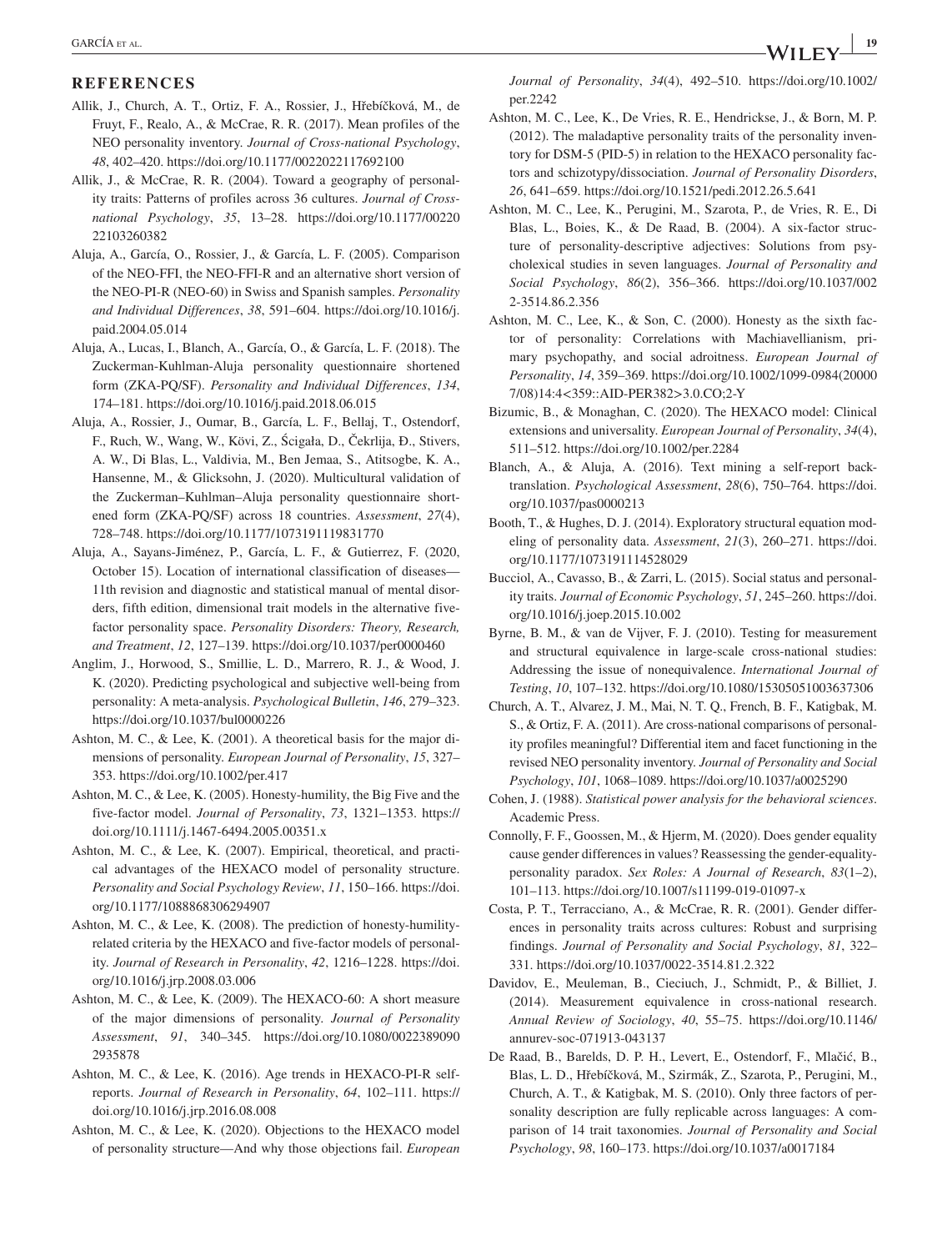## REFERENCES

Allik, J., Church, A. T., Ortiz, F. A., Rossier, J., Hřebíčková, M., de Fruyt, F., Realo, A., & McCrae, R. R. (2017). Mean profiles of the NEO personality inventory. *Journal of Cross-national Psychology*, *48*, 402–420. https://doi.org/10.1177/0022022117692100

Allik, J., & McCrae, R. R. (2004). Toward a geography of personality traits: Patterns of profiles across 36 cultures. *Journal of Cross-national Psychology*, *35*, 13–28. https://doi.org/10.1177/0022022103260382

Aluja, A., García, O., Rossier, J., & García, L. F. (2005). Comparison of the NEO-FFI, the NEO-FFI-R and an alternative short version of the NEO-PI-R (NEO-60) in Swiss and Spanish samples. *Personality and Individual Differences*, *38*, 591–604. https://doi.org/10.1016/j.paid.2004.05.014

Aluja, A., Lucas, I., Blanch, A., García, O., & García, L. F. (2018). The Zuckerman-Kuhlman-Aluja personality questionnaire shortened form (ZKA-PQ/SF). *Personality and Individual Differences*, *134*, 174–181. https://doi.org/10.1016/j.paid.2018.06.015

Aluja, A., Rossier, J., Oumar, B., García, L. F., Bellaj, T., Ostendorf, F., Ruch, W., Wang, W., Kövi, Z., Ścigała, D., Čekrlija, Đ., Stivers, A. W., Di Blas, L., Valdivia, M., Ben Jemaa, S., Atitsogbe, K. A., Hansenne, M., & Glicksohn, J. (2020). Multicultural validation of the Zuckerman–Kuhlman–Aluja personality questionnaire shortened form (ZKA-PQ/SF) across 18 countries. *Assessment*, *27*(4), 728–748. https://doi.org/10.1177/1073191119831770

Aluja, A., Sayans-Jiménez, P., García, L. F., & Gutierrez, F. (2020, October 15). Location of international classification of diseases—11th revision and diagnostic and statistical manual of mental disorders, fifth edition, dimensional trait models in the alternative five-factor personality space. *Personality Disorders: Theory, Research, and Treatment*, *12*, 127–139. https://doi.org/10.1037/per0000460

Anglim, J., Horwood, S., Smillie, L. D., Marrero, R. J., & Wood, J. K. (2020). Predicting psychological and subjective well-being from personality: A meta-analysis. *Psychological Bulletin*, *146*, 279–323. https://doi.org/10.1037/bul0000226

Ashton, M. C., & Lee, K. (2001). A theoretical basis for the major dimensions of personality. *European Journal of Personality*, *15*, 327–353. https://doi.org/10.1002/per.417

Ashton, M. C., & Lee, K. (2005). Honesty-humility, the Big Five and the five-factor model. *Journal of Personality*, *73*, 1321–1353. https://doi.org/10.1111/j.1467-6494.2005.00351.x

Ashton, M. C., & Lee, K. (2007). Empirical, theoretical, and practical advantages of the HEXACO model of personality structure. *Personality and Social Psychology Review*, *11*, 150–166. https://doi.org/10.1177/1088868306294907

Ashton, M. C., & Lee, K. (2008). The prediction of honesty-humility-related criteria by the HEXACO and five-factor models of personality. *Journal of Research in Personality*, *42*, 1216–1228. https://doi.org/10.1016/j.jrp.2008.03.006

Ashton, M. C., & Lee, K. (2009). The HEXACO-60: A short measure of the major dimensions of personality. *Journal of Personality Assessment*, *91*, 340–345. https://doi.org/10.1080/00223890902935878

Ashton, M. C., & Lee, K. (2016). Age trends in HEXACO-PI-R self-reports. *Journal of Research in Personality*, *64*, 102–111. https://doi.org/10.1016/j.jrp.2016.08.008

Ashton, M. C., & Lee, K. (2020). Objections to the HEXACO model of personality structure—And why those objections fail. *European Journal of Personality*, *34*(4), 492–510. https://doi.org/10.1002/per.2242

Ashton, M. C., Lee, K., De Vries, R. E., Hendrickse, J., & Born, M. P. (2012). The maladaptive personality traits of the personality inventory for DSM-5 (PID-5) in relation to the HEXACO personality factors and schizotypy/dissociation. *Journal of Personality Disorders*, *26*, 641–659. https://doi.org/10.1521/pedi.2012.26.5.641

Ashton, M. C., Lee, K., Perugini, M., Szarota, P., de Vries, R. E., Di Blas, L., Boies, K., & De Raad, B. (2004). A six-factor structure of personality-descriptive adjectives: Solutions from psycholexical studies in seven languages. *Journal of Personality and Social Psychology*, *86*(2), 356–366. https://doi.org/10.1037/0022-3514.86.2.356

Ashton, M. C., Lee, K., & Son, C. (2000). Honesty as the sixth factor of personality: Correlations with Machiavellianism, primary psychopathy, and social adroitness. *European Journal of Personality*, *14*, 359–369. https://doi.org/10.1002/1099-0984(200007/08)14:4<359::AID-PER382>3.0.CO;2-Y

Bizumic, B., & Monaghan, C. (2020). The HEXACO model: Clinical extensions and universality. *European Journal of Personality*, *34*(4), 511–512. https://doi.org/10.1002/per.2284

Blanch, A., & Aluja, A. (2016). Text mining a self-report back-translation. *Psychological Assessment*, *28*(6), 750–764. https://doi.org/10.1037/pas0000213

Booth, T., & Hughes, D. J. (2014). Exploratory structural equation modeling of personality data. *Assessment*, *21*(3), 260–271. https://doi.org/10.1177/1073191114528029

Bucciol, A., Cavasso, B., & Zarri, L. (2015). Social status and personality traits. *Journal of Economic Psychology*, *51*, 245–260. https://doi.org/10.1016/j.joep.2015.10.002

Byrne, B. M., & van de Vijver, F. J. (2010). Testing for measurement and structural equivalence in large-scale cross-national studies: Addressing the issue of nonequivalence. *International Journal of Testing*, *10*, 107–132. https://doi.org/10.1080/15305051003637306

Church, A. T., Alvarez, J. M., Mai, N. T. Q., French, B. F., Katigbak, M. S., & Ortiz, F. A. (2011). Are cross-national comparisons of personality profiles meaningful? Differential item and facet functioning in the revised NEO personality inventory. *Journal of Personality and Social Psychology*, *101*, 1068–1089. https://doi.org/10.1037/a0025290

Cohen, J. (1988). *Statistical power analysis for the behavioral sciences*. Academic Press.

Connolly, F. F., Goossen, M., & Hjerm, M. (2020). Does gender equality cause gender differences in values? Reassessing the gender-equality-personality paradox. *Sex Roles: A Journal of Research*, *83*(1–2), 101–113. https://doi.org/10.1007/s11199-019-01097-x

Costa, P. T., Terracciano, A., & McCrae, R. R. (2001). Gender differences in personality traits across cultures: Robust and surprising findings. *Journal of Personality and Social Psychology*, *81*, 322–331. https://doi.org/10.1037/0022-3514.81.2.322

Davidov, E., Meuleman, B., Cieciuch, J., Schmidt, P., & Billiet, J. (2014). Measurement equivalence in cross-national research. *Annual Review of Sociology*, *40*, 55–75. https://doi.org/10.1146/annurev-soc-071913-043137

De Raad, B., Barelds, D. P. H., Levert, E., Ostendorf, F., Mlačić, B., Blas, L. D., Hřebíčková, M., Szirmák, Z., Szarota, P., Perugini, M., Church, A. T., & Katigbak, M. S. (2010). Only three factors of personality description are fully replicable across languages: A comparison of 14 trait taxonomies. *Journal of Personality and Social Psychology*, *98*, 160–173. https://doi.org/10.1037/a0017184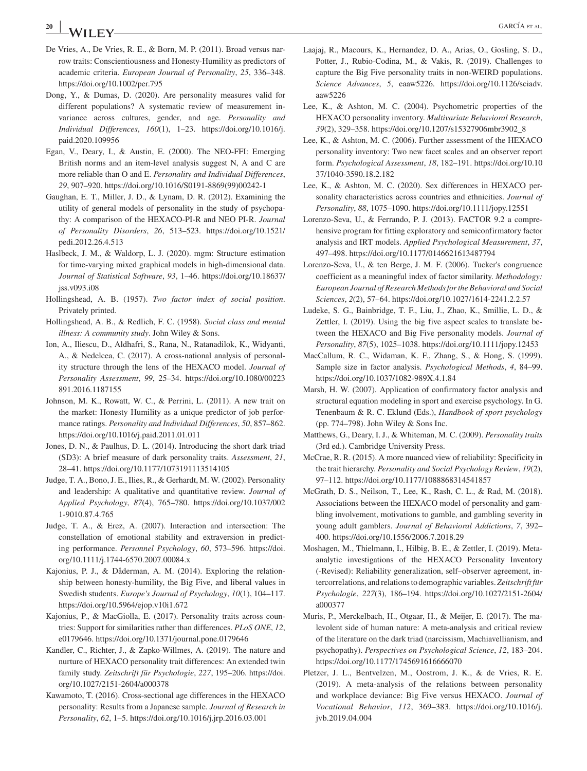De Vries, A., De Vries, R. E., & Born, M. P. (2011). Broad versus narrow traits: Conscientiousness and Honesty-Humility as predictors of academic criteria. *European Journal of Personality*, *25*, 336–348. https://doi.org/10.1002/per.795

Dong, Y., & Dumas, D. (2020). Are personality measures valid for different populations? A systematic review of measurement invariance across cultures, gender, and age. *Personality and Individual Differences*, *160*(1), 1–23. https://doi.org/10.1016/j.paid.2020.109956

Egan, V., Deary, I., & Austin, E. (2000). The NEO-FFI: Emerging British norms and an item-level analysis suggest N, A and C are more reliable than O and E. *Personality and Individual Differences*, *29*, 907–920. https://doi.org/10.1016/S0191-8869(99)00242-1

Gaughan, E. T., Miller, J. D., & Lynam, D. R. (2012). Examining the utility of general models of personality in the study of psychopathy: A comparison of the HEXACO-PI-R and NEO PI-R. *Journal of Personality Disorders*, *26*, 513–523. https://doi.org/10.1521/pedi.2012.26.4.513

Haslbeck, J. M., & Waldorp, L. J. (2020). mgm: Structure estimation for time-varying mixed graphical models in high-dimensional data. *Journal of Statistical Software*, *93*, 1–46. https://doi.org/10.18637/jss.v093.i08

Hollingshead, A. B. (1957). *Two factor index of social position*. Privately printed.

Hollingshead, A. B., & Redlich, F. C. (1958). *Social class and mental illness: A community study*. John Wiley & Sons.

Ion, A., Iliescu, D., Aldhafri, S., Rana, N., Ratanadilok, K., Widyanti, A., & Nedelcea, C. (2017). A cross-national analysis of personality structure through the lens of the HEXACO model. *Journal of Personality Assessment*, *99*, 25–34. https://doi.org/10.1080/00223891.2016.1187155

Johnson, M. K., Rowatt, W. C., & Perrini, L. (2011). A new trait on the market: Honesty Humility as a unique predictor of job performance ratings. *Personality and Individual Differences*, *50*, 857–862. https://doi.org/10.1016/j.paid.2011.01.011

Jones, D. N., & Paulhus, D. L. (2014). Introducing the short dark triad (SD3): A brief measure of dark personality traits. *Assessment*, *21*, 28–41. https://doi.org/10.1177/1073191113514105

Judge, T. A., Bono, J. E., Ilies, R., & Gerhardt, M. W. (2002). Personality and leadership: A qualitative and quantitative review. *Journal of Applied Psychology*, *87*(4), 765–780. https://doi.org/10.1037/0021-9010.87.4.765

Judge, T. A., & Erez, A. (2007). Interaction and intersection: The constellation of emotional stability and extraversion in predicting performance. *Personnel Psychology*, *60*, 573–596. https://doi.org/10.1111/j.1744-6570.2007.00084.x

Kajonius, P. J., & Dåderman, A. M. (2014). Exploring the relationship between honesty-humility, the Big Five, and liberal values in Swedish students. *Europe's Journal of Psychology*, *10*(1), 104–117. https://doi.org/10.5964/ejop.v10i1.672

Kajonius, P., & MacGiolla, E. (2017). Personality traits across countries: Support for similarities rather than differences. *PLoS ONE*, *12*, e0179646. https://doi.org/10.1371/journal.pone.0179646

Kandler, C., Richter, J., & Zapko-Willmes, A. (2019). The nature and nurture of HEXACO personality trait differences: An extended twin family study. *Zeitschrift für Psychologie*, *227*, 195–206. https://doi.org/10.1027/2151-2604/a000378

Kawamoto, T. (2016). Cross-sectional age differences in the HEXACO personality: Results from a Japanese sample. *Journal of Research in Personality*, *62*, 1–5. https://doi.org/10.1016/j.jrp.2016.03.001

Laajaj, R., Macours, K., Hernandez, D. A., Arias, O., Gosling, S. D., Potter, J., Rubio-Codina, M., & Vakis, R. (2019). Challenges to capture the Big Five personality traits in non-WEIRD populations. *Science Advances*, *5*, eaaw5226. https://doi.org/10.1126/sciadv.aaw5226

Lee, K., & Ashton, M. C. (2004). Psychometric properties of the HEXACO personality inventory. *Multivariate Behavioral Research*, *39*(2), 329–358. https://doi.org/10.1207/s15327906mbr3902_8

Lee, K., & Ashton, M. C. (2006). Further assessment of the HEXACO personality inventory: Two new facet scales and an observer report form. *Psychological Assessment*, *18*, 182–191. https://doi.org/10.1037/1040-3590.18.2.182

Lee, K., & Ashton, M. C. (2020). Sex differences in HEXACO personality characteristics across countries and ethnicities. *Journal of Personality*, *88*, 1075–1090. https://doi.org/10.1111/jopy.12551

Lorenzo-Seva, U., & Ferrando, P. J. (2013). FACTOR 9.2 a comprehensive program for fitting exploratory and semiconfirmatory factor analysis and IRT models. *Applied Psychological Measurement*, *37*, 497–498. https://doi.org/10.1177/0146621613487794

Lorenzo-Seva, U., & ten Berge, J. M. F. (2006). Tucker's congruence coefficient as a meaningful index of factor similarity. *Methodology: European Journal of Research Methods for the Behavioral and Social Sciences*, *2*(2), 57–64. https://doi.org/10.1027/1614-2241.2.2.57

Ludeke, S. G., Bainbridge, T. F., Liu, J., Zhao, K., Smillie, L. D., & Zettler, I. (2019). Using the big five aspect scales to translate between the HEXACO and Big Five personality models. *Journal of Personality*, *87*(5), 1025–1038. https://doi.org/10.1111/jopy.12453

MacCallum, R. C., Widaman, K. F., Zhang, S., & Hong, S. (1999). Sample size in factor analysis. *Psychological Methods*, *4*, 84–99. https://doi.org/10.1037/1082-989X.4.1.84

Marsh, H. W. (2007). Application of confirmatory factor analysis and structural equation modeling in sport and exercise psychology. In G. Tenenbaum & R. C. Eklund (Eds.), *Handbook of sport psychology* (pp. 774–798). John Wiley & Sons Inc.

Matthews, G., Deary, I. J., & Whiteman, M. C. (2009). *Personality traits* (3rd ed.). Cambridge University Press.

McCrae, R. R. (2015). A more nuanced view of reliability: Specificity in the trait hierarchy. *Personality and Social Psychology Review*, *19*(2), 97–112. https://doi.org/10.1177/1088868314541857

McGrath, D. S., Neilson, T., Lee, K., Rash, C. L., & Rad, M. (2018). Associations between the HEXACO model of personality and gambling involvement, motivations to gamble, and gambling severity in young adult gamblers. *Journal of Behavioral Addictions*, *7*, 392–400. https://doi.org/10.1556/2006.7.2018.29

Moshagen, M., Thielmann, I., Hilbig, B. E., & Zettler, I. (2019). Meta-analytic investigations of the HEXACO Personality Inventory (-Revised): Reliability generalization, self–observer agreement, intercorrelations, and relations to demographic variables. *Zeitschrift für Psychologie*, *227*(3), 186–194. https://doi.org/10.1027/2151-2604/a000377

Muris, P., Merckelbach, H., Otgaar, H., & Meijer, E. (2017). The malevolent side of human nature: A meta-analysis and critical review of the literature on the dark triad (narcissism, Machiavellianism, and psychopathy). *Perspectives on Psychological Science*, *12*, 183–204. https://doi.org/10.1177/1745691616666070

Pletzer, J. L., Bentvelzen, M., Oostrom, J. K., & de Vries, R. E. (2019). A meta-analysis of the relations between personality and workplace deviance: Big Five versus HEXACO. *Journal of Vocational Behavior*, *112*, 369–383. https://doi.org/10.1016/j.jvb.2019.04.004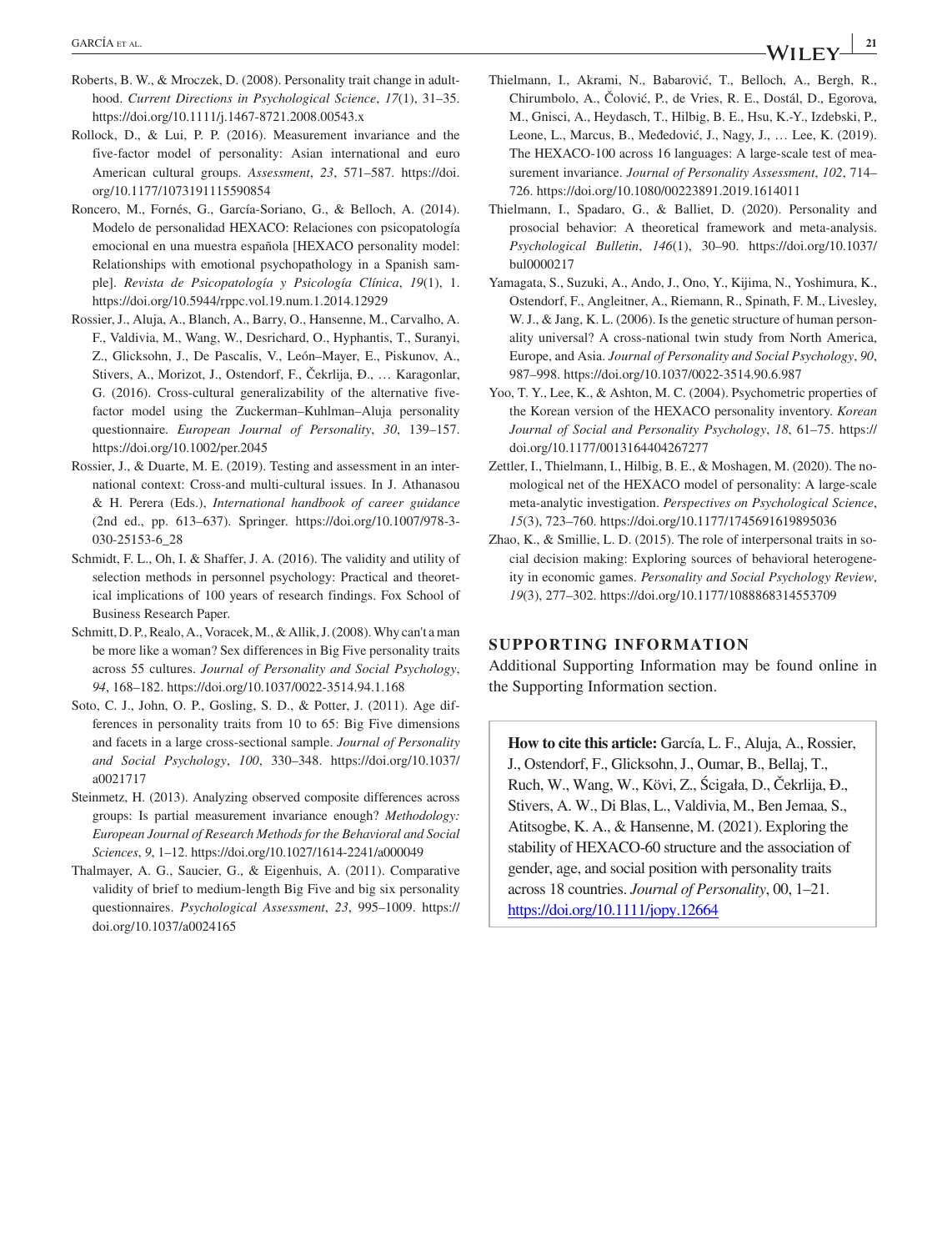Roberts, B. W., & Mroczek, D. (2008). Personality trait change in adulthood. *Current Directions in Psychological Science*, *17*(1), 31–35. https://doi.org/10.1111/j.1467-8721.2008.00543.x

Rollock, D., & Lui, P. P. (2016). Measurement invariance and the five-factor model of personality: Asian international and euro American cultural groups. *Assessment*, *23*, 571–587. https://doi.org/10.1177/1073191115590854

Roncero, M., Fornés, G., García-Soriano, G., & Belloch, A. (2014). Modelo de personalidad HEXACO: Relaciones con psicopatología emocional en una muestra española [HEXACO personality model: Relationships with emotional psychopathology in a Spanish sample]. *Revista de Psicopatología y Psicología Clínica*, *19*(1), 1. https://doi.org/10.5944/rppc.vol.19.num.1.2014.12929

Rossier, J., Aluja, A., Blanch, A., Barry, O., Hansenne, M., Carvalho, A. F., Valdivia, M., Wang, W., Desrichard, O., Hyphantis, T., Suranyi, Z., Glicksohn, J., De Pascalis, V., León–Mayer, E., Piskunov, A., Stivers, A., Morizot, J., Ostendorf, F., Čekrlija, Đ., … Karagonlar, G. (2016). Cross-cultural generalizability of the alternative five-factor model using the Zuckerman–Kuhlman–Aluja personality questionnaire. *European Journal of Personality*, *30*, 139–157. https://doi.org/10.1002/per.2045

Rossier, J., & Duarte, M. E. (2019). Testing and assessment in an international context: Cross-and multi-cultural issues. In J. Athanasou & H. Perera (Eds.), *International handbook of career guidance* (2nd ed., pp. 613–637). Springer. https://doi.org/10.1007/978-3-030-25153-6_28

Schmidt, F. L., Oh, I. & Shaffer, J. A. (2016). The validity and utility of selection methods in personnel psychology: Practical and theoretical implications of 100 years of research findings. Fox School of Business Research Paper.

Schmitt, D. P., Realo, A., Voracek, M., & Allik, J. (2008). Why can't a man be more like a woman? Sex differences in Big Five personality traits across 55 cultures. *Journal of Personality and Social Psychology*, *94*, 168–182. https://doi.org/10.1037/0022-3514.94.1.168

Soto, C. J., John, O. P., Gosling, S. D., & Potter, J. (2011). Age differences in personality traits from 10 to 65: Big Five dimensions and facets in a large cross-sectional sample. *Journal of Personality and Social Psychology*, *100*, 330–348. https://doi.org/10.1037/a0021717

Steinmetz, H. (2013). Analyzing observed composite differences across groups: Is partial measurement invariance enough? *Methodology: European Journal of Research Methods for the Behavioral and Social Sciences*, *9*, 1–12. https://doi.org/10.1027/1614-2241/a000049

Thalmayer, A. G., Saucier, G., & Eigenhuis, A. (2011). Comparative validity of brief to medium-length Big Five and big six personality questionnaires. *Psychological Assessment*, *23*, 995–1009. https://doi.org/10.1037/a0024165

Thielmann, I., Akrami, N., Babarović, T., Belloch, A., Bergh, R., Chirumbolo, A., Čolović, P., de Vries, R. E., Dostál, D., Egorova, M., Gnisci, A., Heydasch, T., Hilbig, B. E., Hsu, K.-Y., Izdebski, P., Leone, L., Marcus, B., Međedović, J., Nagy, J., … Lee, K. (2019). The HEXACO-100 across 16 languages: A large-scale test of measurement invariance. *Journal of Personality Assessment*, *102*, 714–726. https://doi.org/10.1080/00223891.2019.1614011

Thielmann, I., Spadaro, G., & Balliet, D. (2020). Personality and prosocial behavior: A theoretical framework and meta-analysis. *Psychological Bulletin*, *146*(1), 30–90. https://doi.org/10.1037/bul0000217

Yamagata, S., Suzuki, A., Ando, J., Ono, Y., Kijima, N., Yoshimura, K., Ostendorf, F., Angleitner, A., Riemann, R., Spinath, F. M., Livesley, W. J., & Jang, K. L. (2006). Is the genetic structure of human personality universal? A cross-national twin study from North America, Europe, and Asia. *Journal of Personality and Social Psychology*, *90*, 987–998. https://doi.org/10.1037/0022-3514.90.6.987

Yoo, T. Y., Lee, K., & Ashton, M. C. (2004). Psychometric properties of the Korean version of the HEXACO personality inventory. *Korean Journal of Social and Personality Psychology*, *18*, 61–75. https://doi.org/10.1177/0013164404267277

Zettler, I., Thielmann, I., Hilbig, B. E., & Moshagen, M. (2020). The nomological net of the HEXACO model of personality: A large-scale meta-analytic investigation. *Perspectives on Psychological Science*, *15*(3), 723–760. https://doi.org/10.1177/1745691619895036

Zhao, K., & Smillie, L. D. (2015). The role of interpersonal traits in social decision making: Exploring sources of behavioral heterogeneity in economic games. *Personality and Social Psychology Review*, *19*(3), 277–302. https://doi.org/10.1177/1088868314553709

## SUPPORTING INFORMATION

Additional Supporting Information may be found online in the Supporting Information section.

**How to cite this article:** García, L. F., Aluja, A., Rossier, J., Ostendorf, F., Glicksohn, J., Oumar, B., Bellaj, T., Ruch, W., Wang, W., Kövi, Z., Ścigała, D., Čekrlija, Đ., Stivers, A. W., Di Blas, L., Valdivia, M., Ben Jemaa, S., Atitsogbe, K. A., & Hansenne, M. (2021). Exploring the stability of HEXACO-60 structure and the association of gender, age, and social position with personality traits across 18 countries. *Journal of Personality*, 00, 1–21. https://doi.org/10.1111/jopy.12664